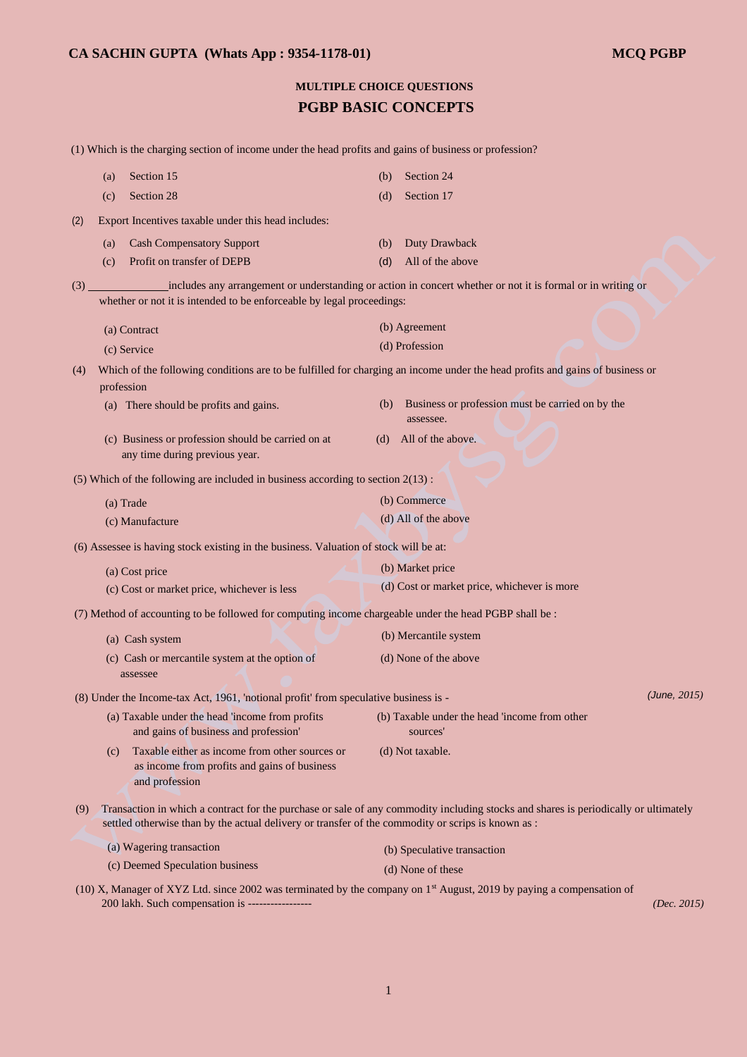## MULTIPLE CHOICE QUESTIONS

## PGBP BASIC CONCEPTS

(1) Which is the charging section of income under the head profits and gains of business or profession?

(a) Section 15
(b) Section 24
(c) Section 28
(d) Section 17

(2) Export Incentives taxable under this head includes:

(a) Cash Compensatory Support
(b) Duty Drawback
(c) Profit on transfer of DEPB
(d) All of the above

(3) _____________ includes any arrangement or understanding or action in concert whether or not it is formal or in writing or whether or not it is intended to be enforceable by legal proceedings:

(a) Contract
(b) Agreement
(c) Service
(d) Profession

(4) Which of the following conditions are to be fulfilled for charging an income under the head profits and gains of business or profession

(a) There should be profits and gains.
(b) Business or profession must be carried on by the assessee.
(c) Business or profession should be carried on at any time during previous year.
(d) All of the above.

(5) Which of the following are included in business according to section 2(13) :

(a) Trade
(b) Commerce
(c) Manufacture
(d) All of the above

(6) Assessee is having stock existing in the business. Valuation of stock will be at:

(a) Cost price
(b) Market price
(c) Cost or market price, whichever is less
(d) Cost or market price, whichever is more

(7) Method of accounting to be followed for computing income chargeable under the head PGBP shall be :

(a) Cash system
(b) Mercantile system
(c) Cash or mercantile system at the option of assessee
(d) None of the above

(8) Under the Income-tax Act, 1961, 'notional profit' from speculative business is - *(June, 2015)*

(a) Taxable under the head 'income from profits and gains of business and profession'
(b) Taxable under the head 'income from other sources'
(c) Taxable either as income from other sources or as income from profits and gains of business and profession
(d) Not taxable.

(9) Transaction in which a contract for the purchase or sale of any commodity including stocks and shares is periodically or ultimately settled otherwise than by the actual delivery or transfer of the commodity or scrips is known as :

(a) Wagering transaction
(b) Speculative transaction
(c) Deemed Speculation business
(d) None of these

(10) X, Manager of XYZ Ltd. since 2002 was terminated by the company on 1st August, 2019 by paying a compensation of 200 lakh. Such compensation is ----------------- *(Dec. 2015)*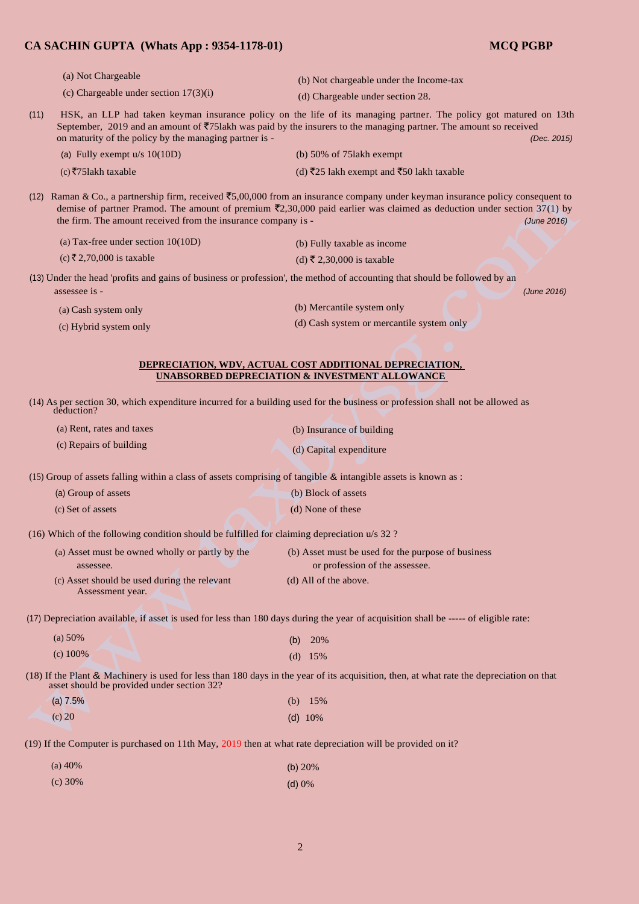(a) Not Chargeable

(b) Not chargeable under the Income-tax

(c) Chargeable under section 17(3)(i)

(d) Chargeable under section 28.

(11) HSK, an LLP had taken keyman insurance policy on the life of its managing partner. The policy got matured on 13th September, 2019 and an amount of ₹75lakh was paid by the insurers to the managing partner. The amount so received on maturity of the policy by the managing partner is - *(Dec. 2015)*

(a) Fully exempt u/s 10(10D)

(b) 50% of 75lakh exempt

(c) ₹75lakh taxable

(d) ₹25 lakh exempt and ₹50 lakh taxable

(12) Raman & Co., a partnership firm, received ₹5,00,000 from an insurance company under keyman insurance policy consequent to demise of partner Pramod. The amount of premium ₹2,30,000 paid earlier was claimed as deduction under section 37(1) by the firm. The amount received from the insurance company is - *(June 2016)*

(a) Tax-free under section 10(10D)

(b) Fully taxable as income

(c) ₹ 2,70,000 is taxable

(d) ₹ 2,30,000 is taxable

(13) Under the head 'profits and gains of business or profession', the method of accounting that should be followed by an assessee is - *(June 2016)*

(a) Cash system only

(b) Mercantile system only

(c) Hybrid system only

(d) Cash system or mercantile system only

## DEPRECIATION, WDV, ACTUAL COST ADDITIONAL DEPRECIATION, UNABSORBED DEPRECIATION & INVESTMENT ALLOWANCE

(14) As per section 30, which expenditure incurred for a building used for the business or profession shall not be allowed as deduction?

(a) Rent, rates and taxes

(b) Insurance of building

(c) Repairs of building

(d) Capital expenditure

(15) Group of assets falling within a class of assets comprising of tangible & intangible assets is known as :

(a) Group of assets

(b) Block of assets

(c) Set of assets

(d) None of these

(16) Which of the following condition should be fulfilled for claiming depreciation u/s 32 ?

(a) Asset must be owned wholly or partly by the assessee.

(b) Asset must be used for the purpose of business or profession of the assessee.

(c) Asset should be used during the relevant Assessment year.

(d) All of the above.

(17) Depreciation available, if asset is used for less than 180 days during the year of acquisition shall be ----- of eligible rate:

(a) 50%

(b) 20%

(c) 100%

(d) 15%

(18) If the Plant & Machinery is used for less than 180 days in the year of its acquisition, then, at what rate the depreciation on that asset should be provided under section 32?

(a) 7.5%

(b) 15%

(c) 20

(d) 10%

(19) If the Computer is purchased on 11th May, 2019 then at what rate depreciation will be provided on it?

(a) 40%

(b) 20%

(c) 30%

(d) 0%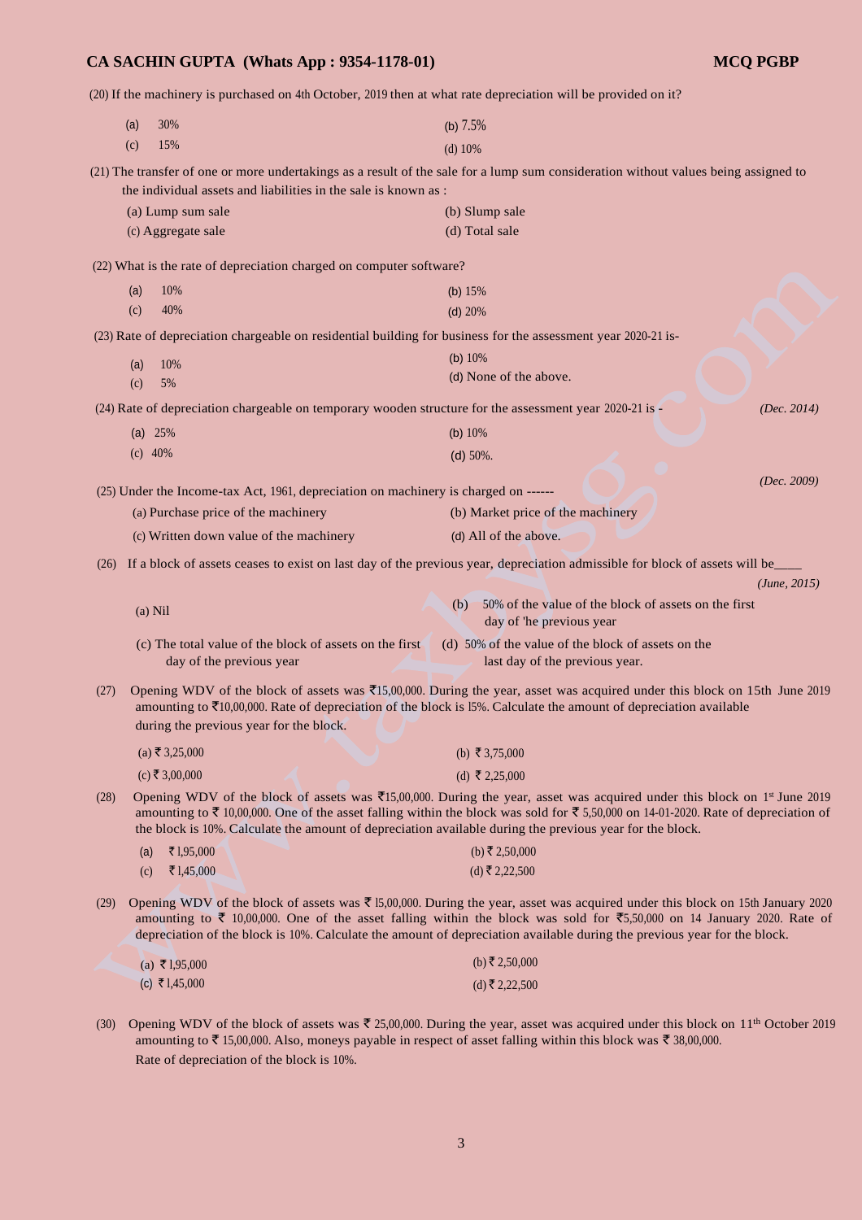(20) If the machinery is purchased on 4th October, 2019 then at what rate depreciation will be provided on it?

(a) 30%
(b) 7.5%
(c) 15%
(d) 10%

(21) The transfer of one or more undertakings as a result of the sale for a lump sum consideration without values being assigned to the individual assets and liabilities in the sale is known as :

(a) Lump sum sale
(b) Slump sale
(c) Aggregate sale
(d) Total sale

(22) What is the rate of depreciation charged on computer software?

(a) 10%
(b) 15%
(c) 40%
(d) 20%

(23) Rate of depreciation chargeable on residential building for business for the assessment year 2020-21 is-

(a) 10%
(b) 10%
(c) 5%
(d) None of the above.

(24) Rate of depreciation chargeable on temporary wooden structure for the assessment year 2020-21 is - *(Dec. 2014)*

(a) 25%
(b) 10%
(c) 40%
(d) 50%.

*(Dec. 2009)*

(25) Under the Income-tax Act, 1961, depreciation on machinery is charged on ------

(a) Purchase price of the machinery
(b) Market price of the machinery
(c) Written down value of the machinery
(d) All of the above.

(26) If a block of assets ceases to exist on last day of the previous year, depreciation admissible for block of assets will be____ *(June, 2015)*

(a) Nil
(b) 50% of the value of the block of assets on the first day of 'he previous year
(c) The total value of the block of assets on the first day of the previous year
(d) 50% of the value of the block of assets on the last day of the previous year.

(27) Opening WDV of the block of assets was ₹15,00,000. During the year, asset was acquired under this block on 15th June 2019 amounting to ₹10,00,000. Rate of depreciation of the block is l5%. Calculate the amount of depreciation available during the previous year for the block.

(a) ₹ 3,25,000
(b) ₹ 3,75,000
(c) ₹ 3,00,000
(d) ₹ 2,25,000

(28) Opening WDV of the block of assets was ₹15,00,000. During the year, asset was acquired under this block on 1st June 2019 amounting to ₹ 10,00,000. One of the asset falling within the block was sold for ₹ 5,50,000 on 14-01-2020. Rate of depreciation of the block is 10%. Calculate the amount of depreciation available during the previous year for the block.

(a) ₹ 1,95,000
(b) ₹ 2,50,000
(c) ₹ 1,45,000
(d) ₹ 2,22,500

(29) Opening WDV of the block of assets was ₹ 15,00,000. During the year, asset was acquired under this block on 15th January 2020 amounting to ₹ 10,00,000. One of the asset falling within the block was sold for ₹5,50,000 on 14 January 2020. Rate of depreciation of the block is 10%. Calculate the amount of depreciation available during the previous year for the block.

(a) ₹ 1,95,000
(b) ₹ 2,50,000
(c) ₹ 1,45,000
(d) ₹ 2,22,500

(30) Opening WDV of the block of assets was ₹ 25,00,000. During the year, asset was acquired under this block on 11th October 2019 amounting to ₹ 15,00,000. Also, moneys payable in respect of asset falling within this block was ₹ 38,00,000. Rate of depreciation of the block is 10%.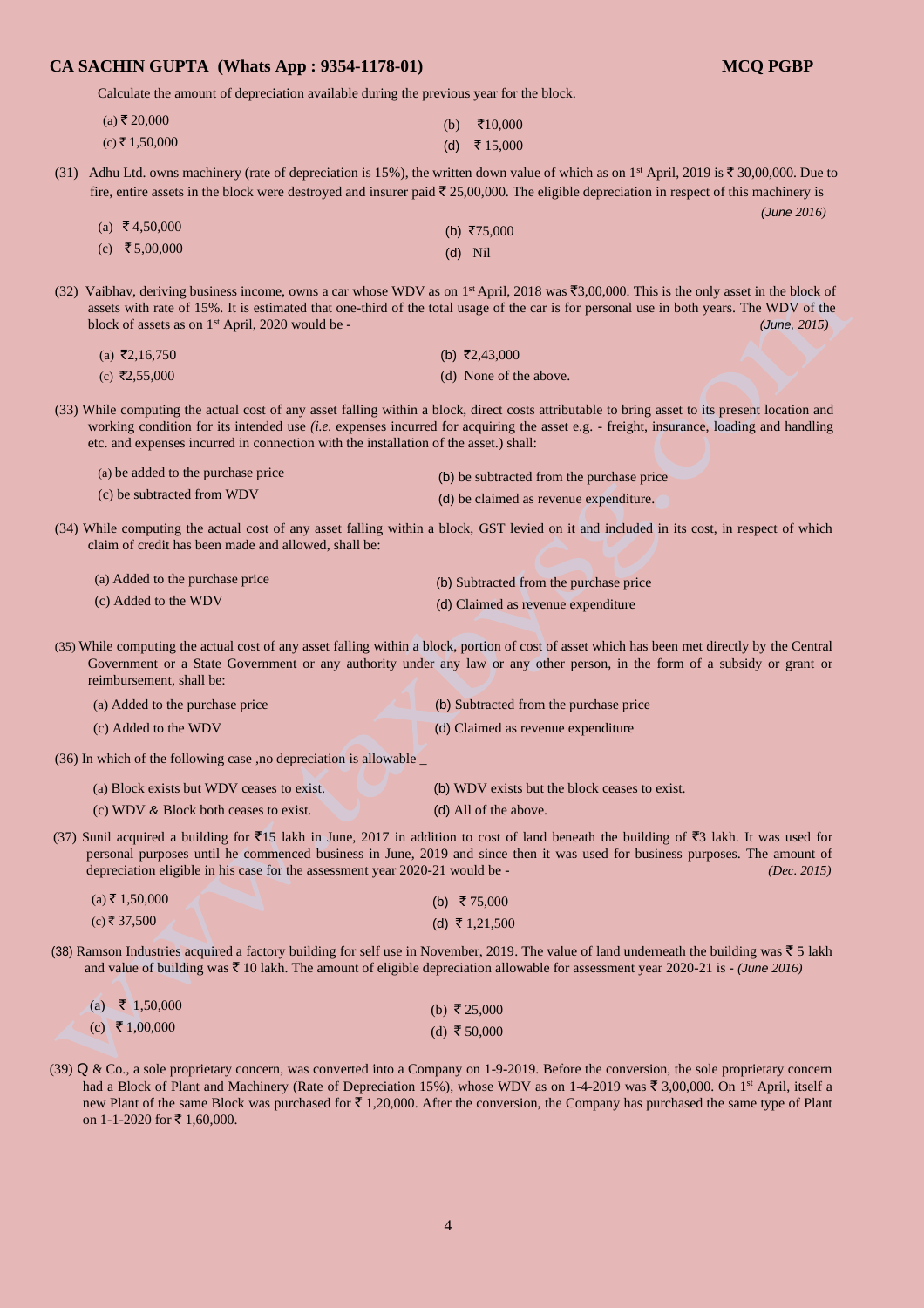Calculate the amount of depreciation available during the previous year for the block.

(a) ₹ 20,000 (b) ₹10,000

(c) ₹ 1,50,000 (d) ₹ 15,000

(31) Adhu Ltd. owns machinery (rate of depreciation is 15%), the written down value of which as on 1st April, 2019 is ₹ 30,00,000. Due to fire, entire assets in the block were destroyed and insurer paid ₹ 25,00,000. The eligible depreciation in respect of this machinery is *(June 2016)*

(a) ₹ 4,50,000 (b) ₹75,000

(c) ₹ 5,00,000 (d) Nil

(32) Vaibhav, deriving business income, owns a car whose WDV as on 1st April, 2018 was ₹3,00,000. This is the only asset in the block of assets with rate of 15%. It is estimated that one-third of the total usage of the car is for personal use in both years. The WDV of the block of assets as on 1st April, 2020 would be - *(June, 2015)*

(a) ₹2,16,750 (b) ₹2,43,000

(c) ₹2,55,000 (d) None of the above.

(33) While computing the actual cost of any asset falling within a block, direct costs attributable to bring asset to its present location and working condition for its intended use *(i.e.* expenses incurred for acquiring the asset e.g. - freight, insurance, loading and handling etc. and expenses incurred in connection with the installation of the asset.) shall:

(a) be added to the purchase price (b) be subtracted from the purchase price

(c) be subtracted from WDV (d) be claimed as revenue expenditure.

(34) While computing the actual cost of any asset falling within a block, GST levied on it and included in its cost, in respect of which claim of credit has been made and allowed, shall be:

(a) Added to the purchase price (b) Subtracted from the purchase price

(c) Added to the WDV (d) Claimed as revenue expenditure

(35) While computing the actual cost of any asset falling within a block, portion of cost of asset which has been met directly by the Central Government or a State Government or any authority under any law or any other person, in the form of a subsidy or grant or reimbursement, shall be:

(a) Added to the purchase price (b) Subtracted from the purchase price

(c) Added to the WDV (d) Claimed as revenue expenditure

(36) In which of the following case ,no depreciation is allowable _

(a) Block exists but WDV ceases to exist. (b) WDV exists but the block ceases to exist.

(c) WDV & Block both ceases to exist. (d) All of the above.

(37) Sunil acquired a building for ₹15 lakh in June, 2017 in addition to cost of land beneath the building of ₹3 lakh. It was used for personal purposes until he commenced business in June, 2019 and since then it was used for business purposes. The amount of depreciation eligible in his case for the assessment year 2020-21 would be - *(Dec. 2015)*

(a) ₹ 1,50,000 (b) ₹ 75,000

(c) ₹ 37,500 (d) ₹ 1,21,500

(38) Ramson Industries acquired a factory building for self use in November, 2019. The value of land underneath the building was ₹ 5 lakh and value of building was ₹ 10 lakh. The amount of eligible depreciation allowable for assessment year 2020-21 is - *(June 2016)*

(a) ₹ 1,50,000 (b) ₹ 25,000

(c) ₹ 1,00,000 (d) ₹ 50,000

(39) Q & Co., a sole proprietary concern, was converted into a Company on 1-9-2019. Before the conversion, the sole proprietary concern had a Block of Plant and Machinery (Rate of Depreciation 15%), whose WDV as on 1-4-2019 was ₹ 3,00,000. On 1st April, itself a new Plant of the same Block was purchased for ₹ 1,20,000. After the conversion, the Company has purchased the same type of Plant on 1-1-2020 for ₹ 1,60,000.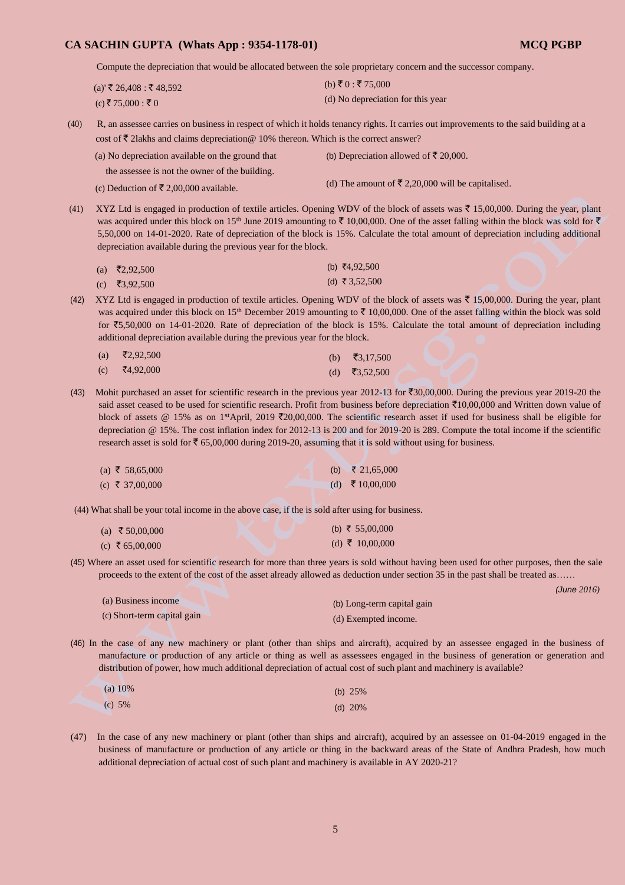Compute the depreciation that would be allocated between the sole proprietary concern and the successor company.

(a)' ₹ 26,408 : ₹ 48,592
(b) ₹ 0 : ₹ 75,000
(c) ₹ 75,000 : ₹ 0
(d) No depreciation for this year

(40) R, an assessee carries on business in respect of which it holds tenancy rights. It carries out improvements to the said building at a cost of ₹ 2lakhs and claims depreciation@ 10% thereon. Which is the correct answer?

(a) No depreciation available on the ground that the assessee is not the owner of the building.
(b) Depreciation allowed of ₹ 20,000.
(c) Deduction of ₹ 2,00,000 available.
(d) The amount of ₹ 2,20,000 will be capitalised.

(41) XYZ Ltd is engaged in production of textile articles. Opening WDV of the block of assets was ₹ 15,00,000. During the year, plant was acquired under this block on 15th June 2019 amounting to ₹ 10,00,000. One of the asset falling within the block was sold for ₹ 5,50,000 on 14-01-2020. Rate of depreciation of the block is 15%. Calculate the total amount of depreciation including additional depreciation available during the previous year for the block.

(a) ₹2,92,500
(b) ₹4,92,500
(c) ₹3,92,500
(d) ₹ 3,52,500

(42) XYZ Ltd is engaged in production of textile articles. Opening WDV of the block of assets was ₹ 15,00,000. During the year, plant was acquired under this block on 15th December 2019 amounting to ₹ 10,00,000. One of the asset falling within the block was sold for ₹5,50,000 on 14-01-2020. Rate of depreciation of the block is 15%. Calculate the total amount of depreciation including additional depreciation available during the previous year for the block.

(a) ₹2,92,500
(b) ₹3,17,500
(c) ₹4,92,000
(d) ₹3,52,500

(43) Mohit purchased an asset for scientific research in the previous year 2012-13 for ₹30,00,000. During the previous year 2019-20 the said asset ceased to be used for scientific research. Profit from business before depreciation ₹10,00,000 and Written down value of block of assets @ 15% as on 1st April, 2019 ₹20,00,000. The scientific research asset if used for business shall be eligible for depreciation @ 15%. The cost inflation index for 2012-13 is 200 and for 2019-20 is 289. Compute the total income if the scientific research asset is sold for ₹ 65,00,000 during 2019-20, assuming that it is sold without using for business.

(a) ₹ 58,65,000
(b) ₹ 21,65,000
(c) ₹ 37,00,000
(d) ₹ 10,00,000

(44) What shall be your total income in the above case, if the is sold after using for business.

(a) ₹ 50,00,000
(b) ₹ 55,00,000
(c) ₹ 65,00,000
(d) ₹ 10,00,000

(45) Where an asset used for scientific research for more than three years is sold without having been used for other purposes, then the sale proceeds to the extent of the cost of the asset already allowed as deduction under section 35 in the past shall be treated as…… *(June 2016)*

(a) Business income
(b) Long-term capital gain
(c) Short-term capital gain
(d) Exempted income.

(46) In the case of any new machinery or plant (other than ships and aircraft), acquired by an assessee engaged in the business of manufacture or production of any article or thing as well as assessees engaged in the business of generation or generation and distribution of power, how much additional depreciation of actual cost of such plant and machinery is available?

(a) 10%
(b) 25%
(c) 5%
(d) 20%

(47) In the case of any new machinery or plant (other than ships and aircraft), acquired by an assessee on 01-04-2019 engaged in the business of manufacture or production of any article or thing in the backward areas of the State of Andhra Pradesh, how much additional depreciation of actual cost of such plant and machinery is available in AY 2020-21?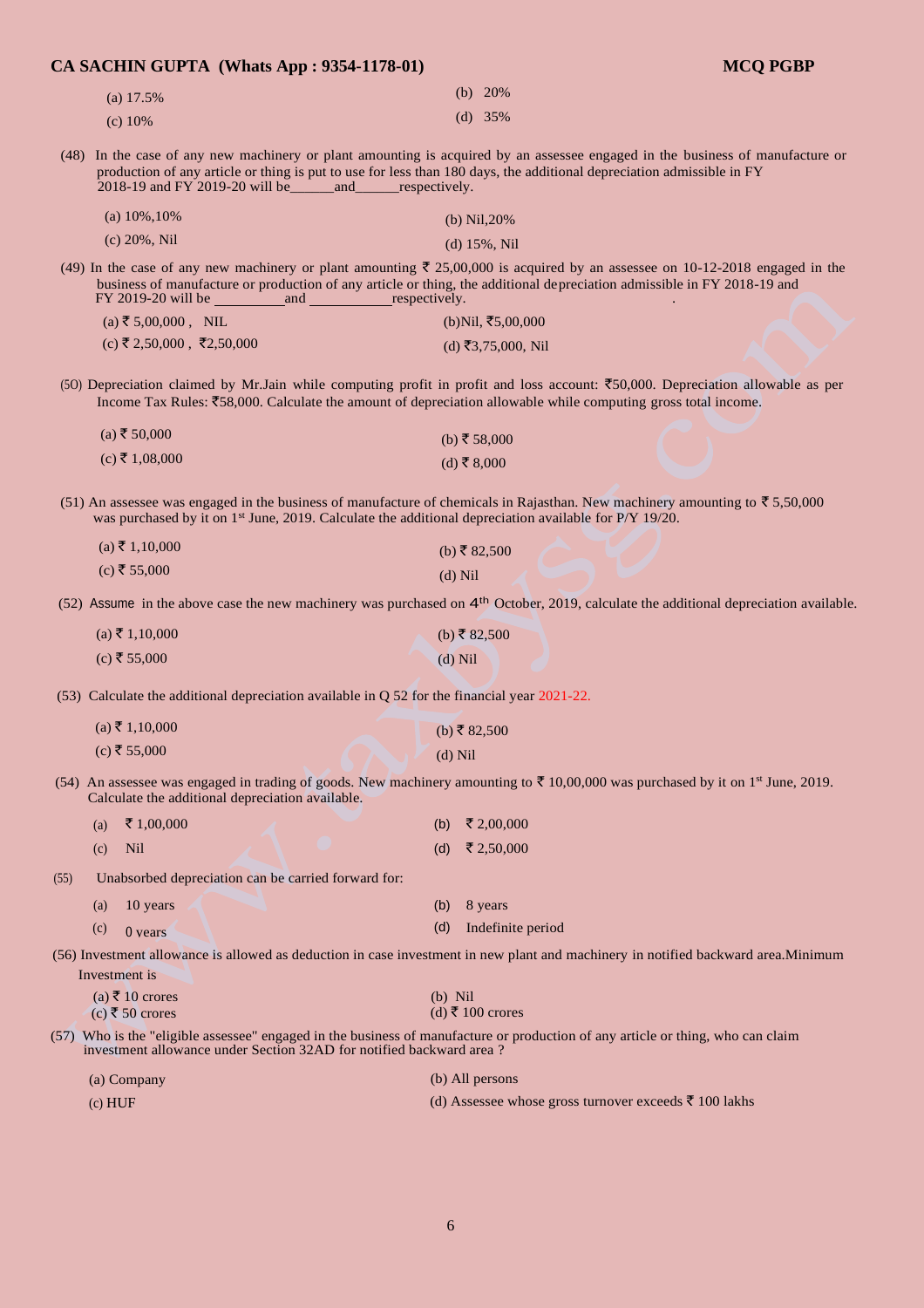(a) 17.5%
(b) 20%
(c) 10%
(d) 35%

(48) In the case of any new machinery or plant amounting is acquired by an assessee engaged in the business of manufacture or production of any article or thing is put to use for less than 180 days, the additional depreciation admissible in FY 2018-19 and FY 2019-20 will be______and______respectively.

(a) 10%,10%
(b) Nil,20%
(c) 20%, Nil
(d) 15%, Nil

(49) In the case of any new machinery or plant amounting ₹ 25,00,000 is acquired by an assessee on 10-12-2018 engaged in the business of manufacture or production of any article or thing, the additional depreciation admissible in FY 2018-19 and FY 2019-20 will be __________and ____________respectively.

(a) ₹ 5,00,000 , NIL
(b)Nil, ₹5,00,000
(c) ₹ 2,50,000 , ₹2,50,000
(d) ₹3,75,000, Nil

(50) Depreciation claimed by Mr.Jain while computing profit in profit and loss account: ₹50,000. Depreciation allowable as per Income Tax Rules: ₹58,000. Calculate the amount of depreciation allowable while computing gross total income.

(a) ₹ 50,000
(b) ₹ 58,000
(c) ₹ 1,08,000
(d) ₹ 8,000

(51) An assessee was engaged in the business of manufacture of chemicals in Rajasthan. New machinery amounting to ₹ 5,50,000 was purchased by it on 1st June, 2019. Calculate the additional depreciation available for P/Y 19/20.

(a) ₹ 1,10,000
(b) ₹ 82,500
(c) ₹ 55,000
(d) Nil

(52) Assume in the above case the new machinery was purchased on 4th October, 2019, calculate the additional depreciation available.

(a) ₹ 1,10,000
(b) ₹ 82,500
(c) ₹ 55,000
(d) Nil

(53) Calculate the additional depreciation available in Q 52 for the financial year 2021-22.

(a) ₹ 1,10,000
(b) ₹ 82,500
(c) ₹ 55,000
(d) Nil

(54) An assessee was engaged in trading of goods. New machinery amounting to ₹ 10,00,000 was purchased by it on 1st June, 2019. Calculate the additional depreciation available.

(a) ₹ 1,00,000
(b) ₹ 2,00,000
(c) Nil
(d) ₹ 2,50,000

(55) Unabsorbed depreciation can be carried forward for:

(a) 10 years
(b) 8 years
(c) 0 years
(d) Indefinite period

(56) Investment allowance is allowed as deduction in case investment in new plant and machinery in notified backward area.Minimum Investment is

(a) ₹ 10 crores
(b) Nil
(c) ₹ 50 crores
(d) ₹ 100 crores

(57) Who is the "eligible assessee" engaged in the business of manufacture or production of any article or thing, who can claim investment allowance under Section 32AD for notified backward area ?

(a) Company
(b) All persons
(c) HUF
(d) Assessee whose gross turnover exceeds ₹ 100 lakhs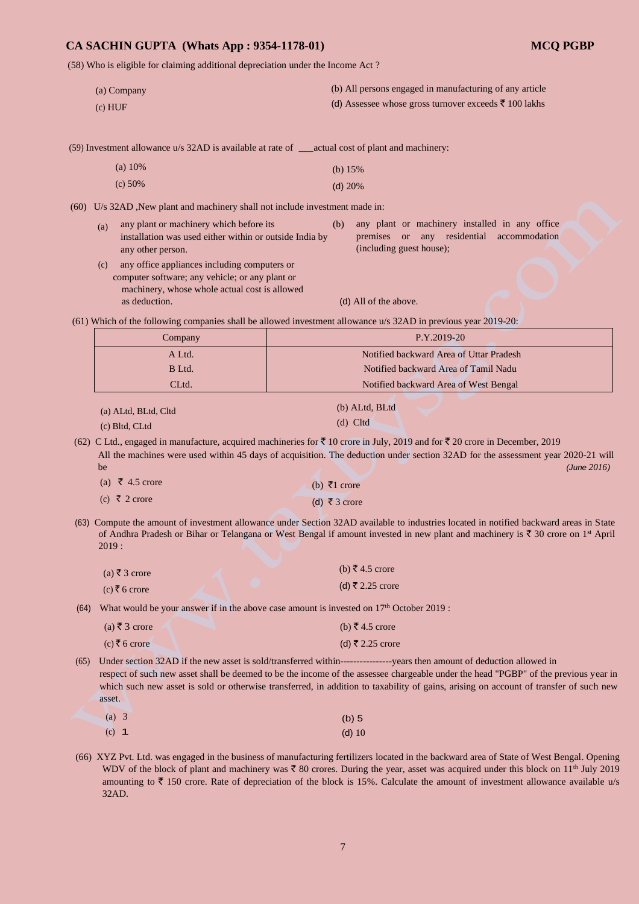(58) Who is eligible for claiming additional depreciation under the Income Act ?

(a) Company

(b) All persons engaged in manufacturing of any article

(c) HUF

(d) Assessee whose gross turnover exceeds ₹ 100 lakhs

(59) Investment allowance u/s 32AD is available at rate of ___actual cost of plant and machinery:

(a) 10%

(b) 15%

(c) 50%

(d) 20%

(60) U/s 32AD ,New plant and machinery shall not include investment made in:

(a) any plant or machinery which before its installation was used either within or outside India by any other person.

(b) any plant or machinery installed in any office premises or any residential accommodation (including guest house);

(c) any office appliances including computers or computer software; any vehicle; or any plant or machinery, whose whole actual cost is allowed as deduction.

(d) All of the above.

(61) Which of the following companies shall be allowed investment allowance u/s 32AD in previous year 2019-20:

| Company | P.Y.2019-20 |
|---|---|
| A Ltd. | Notified backward Area of Uttar Pradesh |
| B Ltd. | Notified backward Area of Tamil Nadu |
| CLtd. | Notified backward Area of West Bengal |

(a) ALtd, BLtd, Cltd

(b) ALtd, BLtd

(c) Bltd, CLtd

(d) Cltd

(62) C Ltd., engaged in manufacture, acquired machineries for ₹ 10 crore in July, 2019 and for ₹ 20 crore in December, 2019 All the machines were used within 45 days of acquisition. The deduction under section 32AD for the assessment year 2020-21 will be *(June 2016)*

(a) ₹ 4.5 crore

(b) ₹1 crore

(c) ₹ 2 crore

(d) ₹ 3 crore

(63) Compute the amount of investment allowance under Section 32AD available to industries located in notified backward areas in State of Andhra Pradesh or Bihar or Telangana or West Bengal if amount invested in new plant and machinery is ₹ 30 crore on 1st April 2019 :

(a) ₹ 3 crore

(b) ₹ 4.5 crore

(c) ₹ 6 crore

(d) ₹ 2.25 crore

(64) What would be your answer if in the above case amount is invested on 17th October 2019 :

(a) ₹ 3 crore

(b) ₹ 4.5 crore

(c) ₹ 6 crore

(d) ₹ 2.25 crore

(65) Under section 32AD if the new asset is sold/transferred within----------------years then amount of deduction allowed in respect of such new asset shall be deemed to be the income of the assessee chargeable under the head "PGBP" of the previous year in which such new asset is sold or otherwise transferred, in addition to taxability of gains, arising on account of transfer of such new asset.

(a) 3

(b) 5

(c) 1

(d) 10

(66) XYZ Pvt. Ltd. was engaged in the business of manufacturing fertilizers located in the backward area of State of West Bengal. Opening WDV of the block of plant and machinery was ₹ 80 crores. During the year, asset was acquired under this block on 11th July 2019 amounting to ₹ 150 crore. Rate of depreciation of the block is 15%. Calculate the amount of investment allowance available u/s 32AD.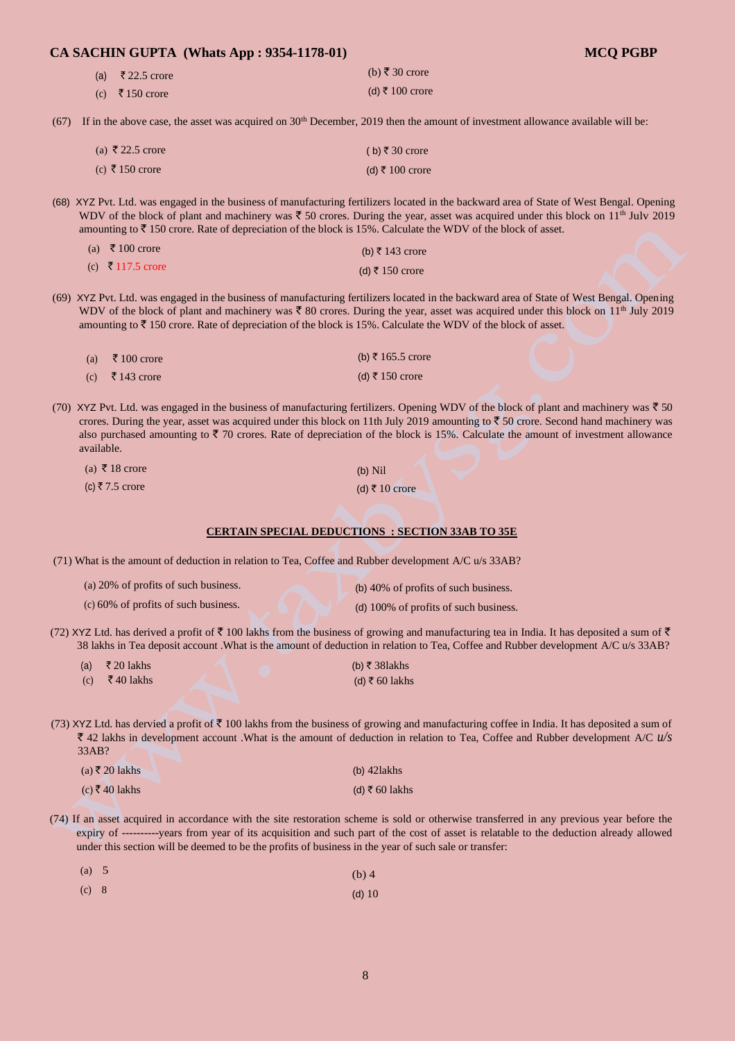(a) ₹ 22.5 crore (b) ₹ 30 crore
(c) ₹ 150 crore (d) ₹ 100 crore

(67) If in the above case, the asset was acquired on 30th December, 2019 then the amount of investment allowance available will be:

(a) ₹ 22.5 crore ( b) ₹ 30 crore
(c) ₹ 150 crore (d) ₹ 100 crore

(68) XYZ Pvt. Ltd. was engaged in the business of manufacturing fertilizers located in the backward area of State of West Bengal. Opening WDV of the block of plant and machinery was ₹ 50 crores. During the year, asset was acquired under this block on 11th July 2019 amounting to ₹ 150 crore. Rate of depreciation of the block is 15%. Calculate the WDV of the block of asset.

(a) ₹ 100 crore (b) ₹ 143 crore
(c) ₹ 117.5 crore (d) ₹ 150 crore

(69) XYZ Pvt. Ltd. was engaged in the business of manufacturing fertilizers located in the backward area of State of West Bengal. Opening WDV of the block of plant and machinery was ₹ 80 crores. During the year, asset was acquired under this block on 11th July 2019 amounting to ₹ 150 crore. Rate of depreciation of the block is 15%. Calculate the WDV of the block of asset.

(a) ₹ 100 crore (b) ₹ 165.5 crore
(c) ₹ 143 crore (d) ₹ 150 crore

(70) XYZ Pvt. Ltd. was engaged in the business of manufacturing fertilizers. Opening WDV of the block of plant and machinery was ₹ 50 crores. During the year, asset was acquired under this block on 11th July 2019 amounting to ₹ 50 crore. Second hand machinery was also purchased amounting to ₹ 70 crores. Rate of depreciation of the block is 15%. Calculate the amount of investment allowance available.

(a) ₹ 18 crore (b) Nil
(c) ₹ 7.5 crore (d) ₹ 10 crore

## CERTAIN SPECIAL DEDUCTIONS : SECTION 33AB TO 35E

(71) What is the amount of deduction in relation to Tea, Coffee and Rubber development A/C u/s 33AB?

(a) 20% of profits of such business. (b) 40% of profits of such business.
(c) 60% of profits of such business. (d) 100% of profits of such business.

(72) XYZ Ltd. has derived a profit of ₹ 100 lakhs from the business of growing and manufacturing tea in India. It has deposited a sum of ₹ 38 lakhs in Tea deposit account .What is the amount of deduction in relation to Tea, Coffee and Rubber development A/C u/s 33AB?

(a) ₹ 20 lakhs (b) ₹ 38lakhs
(c) ₹ 40 lakhs (d) ₹ 60 lakhs

(73) XYZ Ltd. has dervied a profit of ₹ 100 lakhs from the business of growing and manufacturing coffee in India. It has deposited a sum of ₹ 42 lakhs in development account .What is the amount of deduction in relation to Tea, Coffee and Rubber development A/C *u/s* 33AB?

(a) ₹ 20 lakhs (b) 42lakhs
(c) ₹ 40 lakhs (d) ₹ 60 lakhs

(74) If an asset acquired in accordance with the site restoration scheme is sold or otherwise transferred in any previous year before the expiry of ----------years from year of its acquisition and such part of the cost of asset is relatable to the deduction already allowed under this section will be deemed to be the profits of business in the year of such sale or transfer:

(a) 5 (b) 4
(c) 8 (d) 10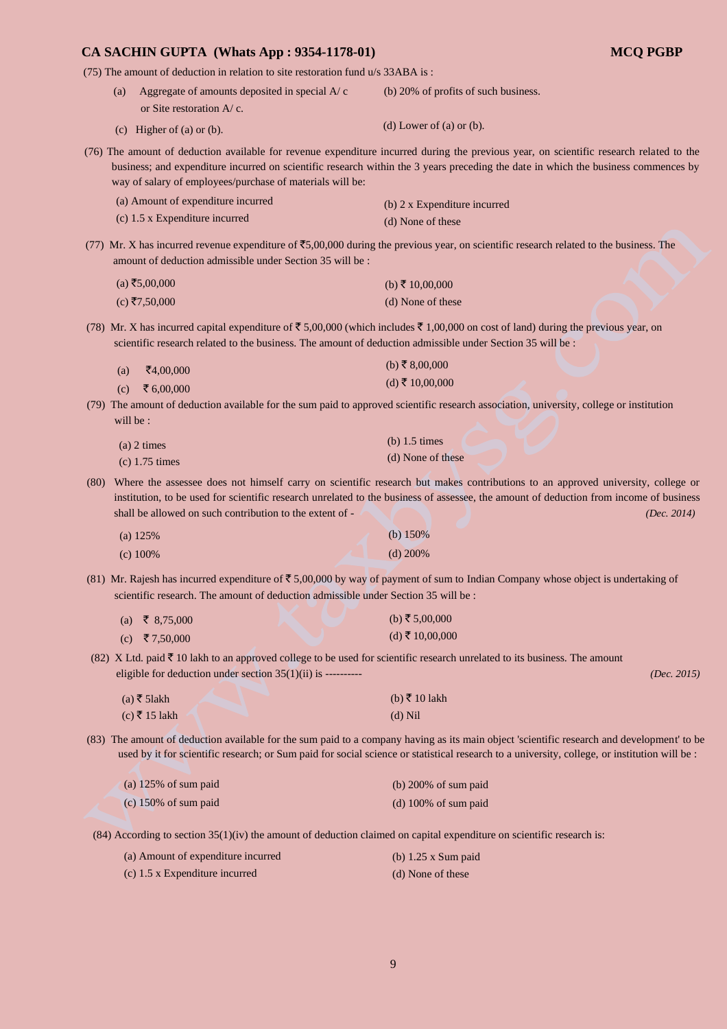(75) The amount of deduction in relation to site restoration fund u/s 33ABA is :

(a) Aggregate of amounts deposited in special A/ c or Site restoration A/ c.
(b) 20% of profits of such business.
(c) Higher of (a) or (b).
(d) Lower of (a) or (b).

(76) The amount of deduction available for revenue expenditure incurred during the previous year, on scientific research related to the business; and expenditure incurred on scientific research within the 3 years preceding the date in which the business commences by way of salary of employees/purchase of materials will be:

(a) Amount of expenditure incurred
(b) 2 x Expenditure incurred
(c) 1.5 x Expenditure incurred
(d) None of these

(77) Mr. X has incurred revenue expenditure of ₹5,00,000 during the previous year, on scientific research related to the business. The amount of deduction admissible under Section 35 will be :

(a) ₹5,00,000
(b) ₹ 10,00,000
(c) ₹7,50,000
(d) None of these

(78) Mr. X has incurred capital expenditure of ₹ 5,00,000 (which includes ₹ 1,00,000 on cost of land) during the previous year, on scientific research related to the business. The amount of deduction admissible under Section 35 will be :

(a) ₹4,00,000
(b) ₹ 8,00,000
(c) ₹ 6,00,000
(d) ₹ 10,00,000

(79) The amount of deduction available for the sum paid to approved scientific research association, university, college or institution will be :

(a) 2 times
(b) 1.5 times
(c) 1.75 times
(d) None of these

(80) Where the assessee does not himself carry on scientific research but makes contributions to an approved university, college or institution, to be used for scientific research unrelated to the business of assessee, the amount of deduction from income of business shall be allowed on such contribution to the extent of - *(Dec. 2014)*

(a) 125%
(b) 150%
(c) 100%
(d) 200%

(81) Mr. Rajesh has incurred expenditure of ₹ 5,00,000 by way of payment of sum to Indian Company whose object is undertaking of scientific research. The amount of deduction admissible under Section 35 will be :

(a) ₹ 8,75,000
(b) ₹ 5,00,000
(c) ₹ 7,50,000
(d) ₹ 10,00,000

(82) X Ltd. paid ₹ 10 lakh to an approved college to be used for scientific research unrelated to its business. The amount eligible for deduction under section 35(1)(ii) is ---------- *(Dec. 2015)*

(a) ₹ 5lakh
(b) ₹ 10 lakh
(c) ₹ 15 lakh
(d) Nil

(83) The amount of deduction available for the sum paid to a company having as its main object 'scientific research and development' to be used by it for scientific research; or Sum paid for social science or statistical research to a university, college, or institution will be :

(a) 125% of sum paid
(b) 200% of sum paid
(c) 150% of sum paid
(d) 100% of sum paid

(84) According to section 35(1)(iv) the amount of deduction claimed on capital expenditure on scientific research is:

(a) Amount of expenditure incurred
(b) 1.25 x Sum paid
(c) 1.5 x Expenditure incurred
(d) None of these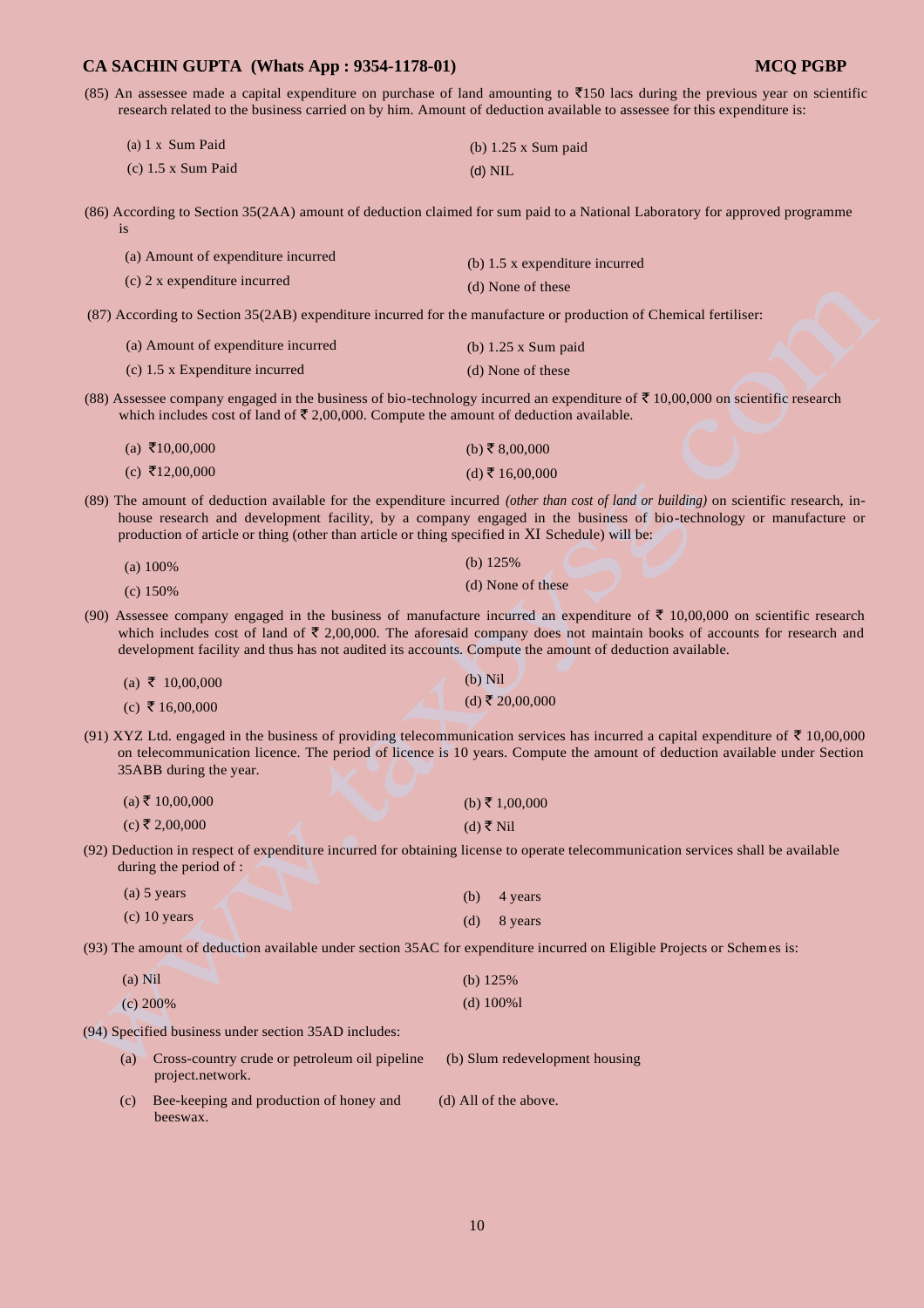(85) An assessee made a capital expenditure on purchase of land amounting to ₹150 lacs during the previous year on scientific research related to the business carried on by him. Amount of deduction available to assessee for this expenditure is:

(a) 1 x Sum Paid
(b) 1.25 x Sum paid
(c) 1.5 x Sum Paid
(d) NIL

(86) According to Section 35(2AA) amount of deduction claimed for sum paid to a National Laboratory for approved programme is

(a) Amount of expenditure incurred
(b) 1.5 x expenditure incurred
(c) 2 x expenditure incurred
(d) None of these

(87) According to Section 35(2AB) expenditure incurred for the manufacture or production of Chemical fertiliser:

(a) Amount of expenditure incurred
(b) 1.25 x Sum paid
(c) 1.5 x Expenditure incurred
(d) None of these

(88) Assessee company engaged in the business of bio-technology incurred an expenditure of ₹ 10,00,000 on scientific research which includes cost of land of ₹ 2,00,000. Compute the amount of deduction available.

(a) ₹10,00,000
(b) ₹ 8,00,000
(c) ₹12,00,000
(d) ₹ 16,00,000

(89) The amount of deduction available for the expenditure incurred *(other than cost of land or building)* on scientific research, in-house research and development facility, by a company engaged in the business of bio-technology or manufacture or production of article or thing (other than article or thing specified in XI Schedule) will be:

(a) 100%
(b) 125%
(c) 150%
(d) None of these

(90) Assessee company engaged in the business of manufacture incurred an expenditure of ₹ 10,00,000 on scientific research which includes cost of land of ₹ 2,00,000. The aforesaid company does not maintain books of accounts for research and development facility and thus has not audited its accounts. Compute the amount of deduction available.

(a) ₹ 10,00,000
(b) Nil
(c) ₹ 16,00,000
(d) ₹ 20,00,000

(91) XYZ Ltd. engaged in the business of providing telecommunication services has incurred a capital expenditure of ₹ 10,00,000 on telecommunication licence. The period of licence is 10 years. Compute the amount of deduction available under Section 35ABB during the year.

(a) ₹ 10,00,000
(b) ₹ 1,00,000
(c) ₹ 2,00,000
(d) ₹ Nil

(92) Deduction in respect of expenditure incurred for obtaining license to operate telecommunication services shall be available during the period of :

(a) 5 years
(b) 4 years
(c) 10 years
(d) 8 years

(93) The amount of deduction available under section 35AC for expenditure incurred on Eligible Projects or Schemes is:

(a) Nil
(b) 125%
(c) 200%
(d) 100%l

(94) Specified business under section 35AD includes:

(a) Cross-country crude or petroleum oil pipeline project.network.
(b) Slum redevelopment housing
(c) Bee-keeping and production of honey and beeswax.
(d) All of the above.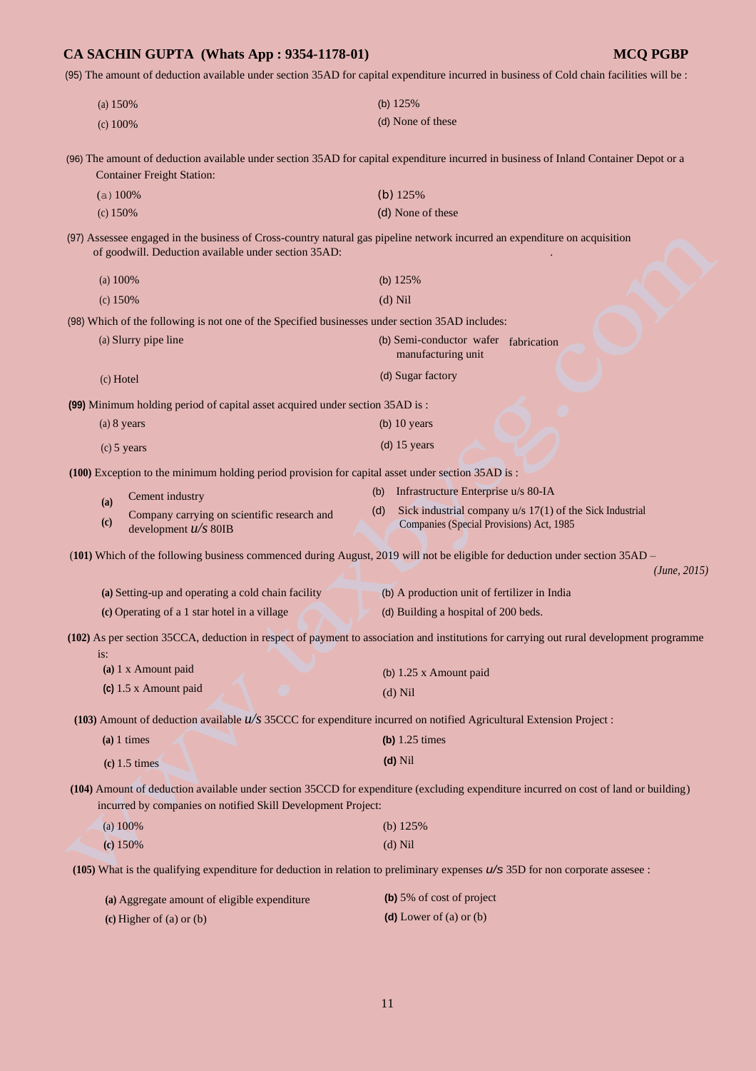(95) The amount of deduction available under section 35AD for capital expenditure incurred in business of Cold chain facilities will be :

(a) 150%
(b) 125%
(c) 100%
(d) None of these

(96) The amount of deduction available under section 35AD for capital expenditure incurred in business of Inland Container Depot or a Container Freight Station:

(a) 100%
(b) 125%
(c) 150%
(d) None of these

(97) Assessee engaged in the business of Cross-country natural gas pipeline network incurred an expenditure on acquisition of goodwill. Deduction available under section 35AD:

(a) 100%
(b) 125%
(c) 150%
(d) Nil

(98) Which of the following is not one of the Specified businesses under section 35AD includes:

(a) Slurry pipe line
(b) Semi-conductor wafer fabrication manufacturing unit
(c) Hotel
(d) Sugar factory

**(99)** Minimum holding period of capital asset acquired under section 35AD is :

(a) 8 years
(b) 10 years
(c) 5 years
(d) 15 years

**(100)** Exception to the minimum holding period provision for capital asset under section 35AD is :

**(a)** Cement industry
(b) Infrastructure Enterprise u/s 80-IA
**(c)** Company carrying on scientific research and development *u/s* 80IB
(d) Sick industrial company u/s 17(1) of the Sick Industrial Companies (Special Provisions) Act, 1985

(**101**) Which of the following business commenced during August, 2019 will not be eligible for deduction under section 35AD – *(June, 2015)*

**(a)** Setting-up and operating a cold chain facility
(b) A production unit of fertilizer in India
**(c)** Operating of a 1 star hotel in a village
(d) Building a hospital of 200 beds.

**(102)** As per section 35CCA, deduction in respect of payment to association and institutions for carrying out rural development programme is:

**(a)** 1 x Amount paid
(b) 1.25 x Amount paid
**(c)** 1.5 x Amount paid
(d) Nil

**(103)** Amount of deduction available *u/s* 35CCC for expenditure incurred on notified Agricultural Extension Project :

**(a)** 1 times
**(b)** 1.25 times
**(c)** 1.5 times
**(d)** Nil

**(104)** Amount of deduction available under section 35CCD for expenditure (excluding expenditure incurred on cost of land or building) incurred by companies on notified Skill Development Project:

(a) 100%
(b) 125%
**(c)** 150%
(d) Nil

**(105)** What is the qualifying expenditure for deduction in relation to preliminary expenses *u/s* 35D for non corporate assesee :

**(a)** Aggregate amount of eligible expenditure
**(b)** 5% of cost of project
**(c)** Higher of (a) or (b)
**(d)** Lower of (a) or (b)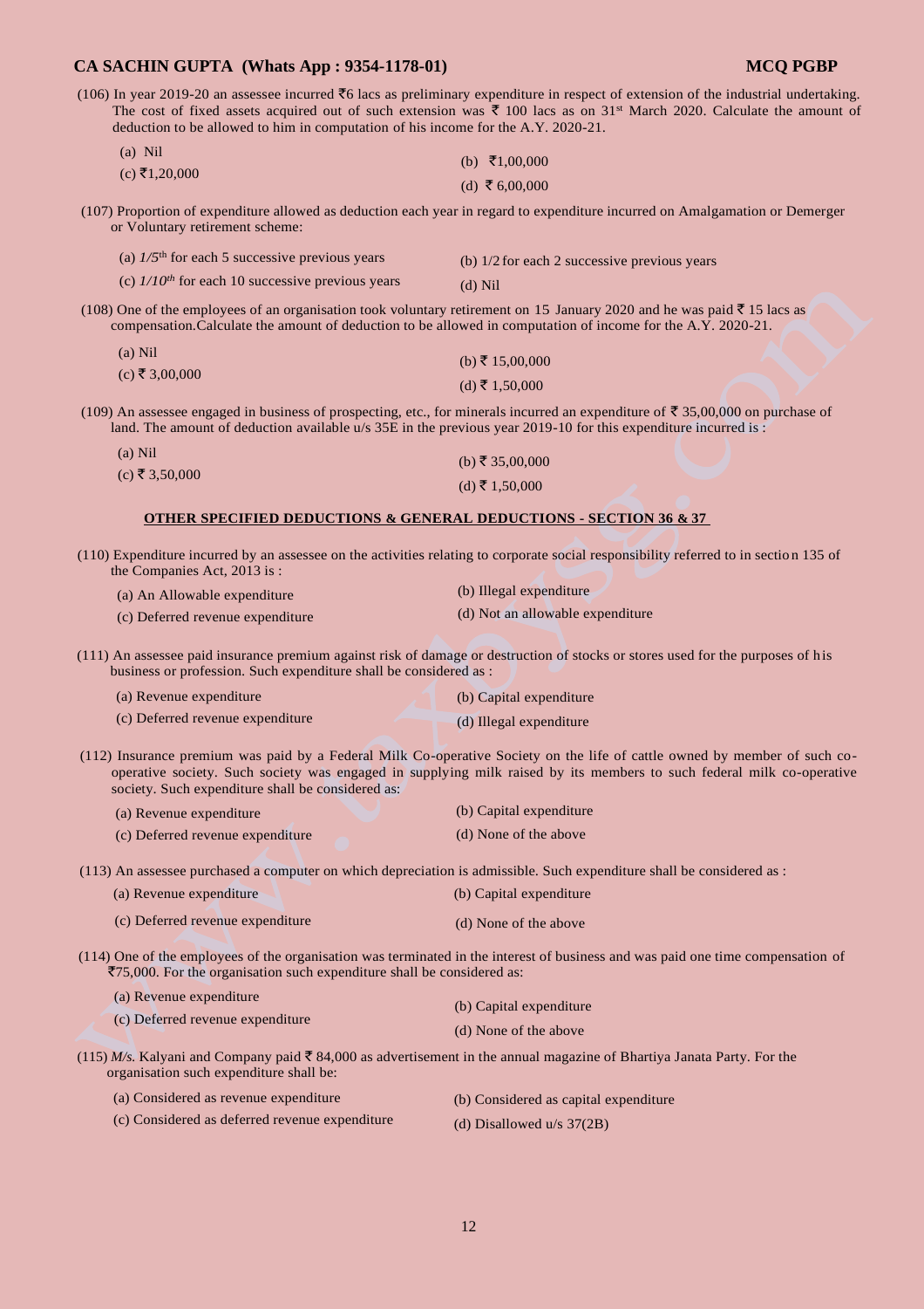(106) In year 2019-20 an assessee incurred ₹6 lacs as preliminary expenditure in respect of extension of the industrial undertaking. The cost of fixed assets acquired out of such extension was ₹ 100 lacs as on 31st March 2020. Calculate the amount of deduction to be allowed to him in computation of his income for the A.Y. 2020-21.

(a) Nil
(b) ₹1,00,000
(c) ₹1,20,000
(d) ₹ 6,00,000

(107) Proportion of expenditure allowed as deduction each year in regard to expenditure incurred on Amalgamation or Demerger or Voluntary retirement scheme:

(a) *1/5*th for each 5 successive previous years
(b) 1/2 for each 2 successive previous years
(c) *1/10th* for each 10 successive previous years
(d) Nil

(108) One of the employees of an organisation took voluntary retirement on 15 January 2020 and he was paid ₹ 15 lacs as compensation.Calculate the amount of deduction to be allowed in computation of income for the A.Y. 2020-21.

(a) Nil
(b) ₹ 15,00,000
(c) ₹ 3,00,000
(d) ₹ 1,50,000

(109) An assessee engaged in business of prospecting, etc., for minerals incurred an expenditure of ₹ 35,00,000 on purchase of land. The amount of deduction available u/s 35E in the previous year 2019-10 for this expenditure incurred is :

(a) Nil
(b) ₹ 35,00,000
(c) ₹ 3,50,000
(d) ₹ 1,50,000

## OTHER SPECIFIED DEDUCTIONS & GENERAL DEDUCTIONS - SECTION 36 & 37

(110) Expenditure incurred by an assessee on the activities relating to corporate social responsibility referred to in section 135 of the Companies Act, 2013 is :

(a) An Allowable expenditure
(b) Illegal expenditure
(c) Deferred revenue expenditure
(d) Not an allowable expenditure

(111) An assessee paid insurance premium against risk of damage or destruction of stocks or stores used for the purposes of his business or profession. Such expenditure shall be considered as :

(a) Revenue expenditure
(b) Capital expenditure
(c) Deferred revenue expenditure
(d) Illegal expenditure

(112) Insurance premium was paid by a Federal Milk Co-operative Society on the life of cattle owned by member of such co-operative society. Such society was engaged in supplying milk raised by its members to such federal milk co-operative society. Such expenditure shall be considered as:

(a) Revenue expenditure
(b) Capital expenditure
(c) Deferred revenue expenditure
(d) None of the above

(113) An assessee purchased a computer on which depreciation is admissible. Such expenditure shall be considered as :

(a) Revenue expenditure
(b) Capital expenditure
(c) Deferred revenue expenditure
(d) None of the above

(114) One of the employees of the organisation was terminated in the interest of business and was paid one time compensation of ₹75,000. For the organisation such expenditure shall be considered as:

(a) Revenue expenditure
(b) Capital expenditure
(c) Deferred revenue expenditure
(d) None of the above

(115) *M/s.* Kalyani and Company paid ₹ 84,000 as advertisement in the annual magazine of Bhartiya Janata Party. For the organisation such expenditure shall be:

(a) Considered as revenue expenditure
(b) Considered as capital expenditure
(c) Considered as deferred revenue expenditure
(d) Disallowed u/s 37(2B)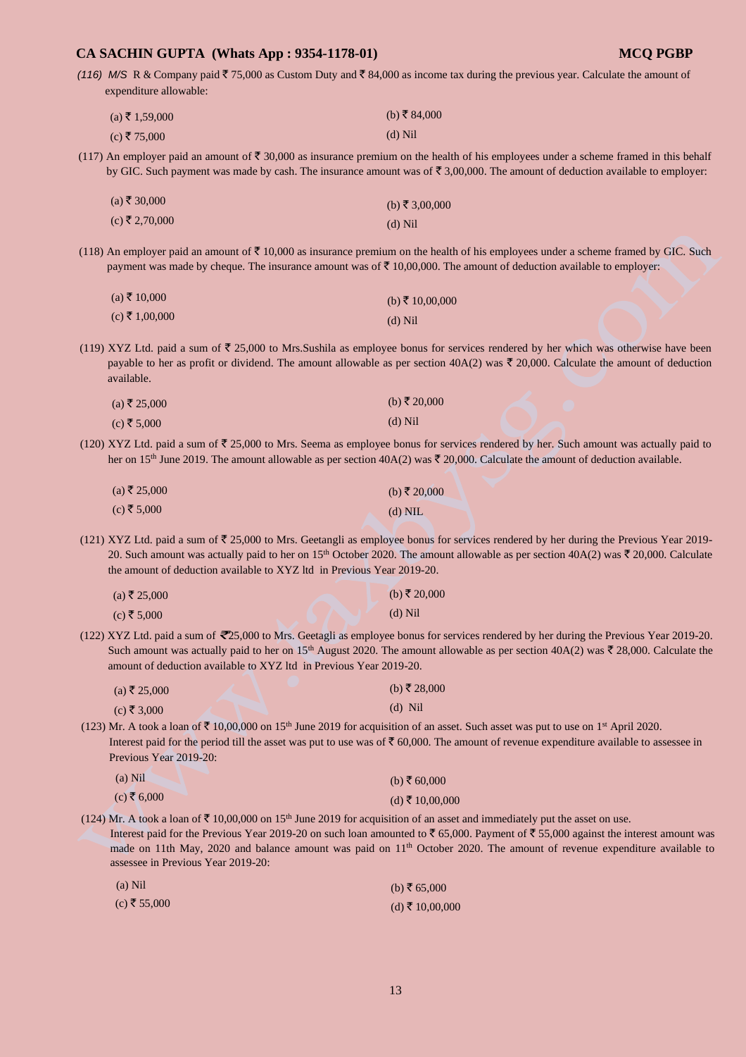*(116) M/S* R & Company paid ₹ 75,000 as Custom Duty and ₹ 84,000 as income tax during the previous year. Calculate the amount of expenditure allowable:

(a) ₹ 1,59,000
(b) ₹ 84,000
(c) ₹ 75,000
(d) Nil

(117) An employer paid an amount of ₹ 30,000 as insurance premium on the health of his employees under a scheme framed in this behalf by GIC. Such payment was made by cash. The insurance amount was of ₹ 3,00,000. The amount of deduction available to employer:

(a) ₹ 30,000
(b) ₹ 3,00,000
(c) ₹ 2,70,000
(d) Nil

(118) An employer paid an amount of ₹ 10,000 as insurance premium on the health of his employees under a scheme framed by GIC. Such payment was made by cheque. The insurance amount was of ₹ 10,00,000. The amount of deduction available to employer:

(a) ₹ 10,000
(b) ₹ 10,00,000
(c) ₹ 1,00,000
(d) Nil

(119) XYZ Ltd. paid a sum of ₹ 25,000 to Mrs.Sushila as employee bonus for services rendered by her which was otherwise have been payable to her as profit or dividend. The amount allowable as per section 40A(2) was ₹ 20,000. Calculate the amount of deduction available.

(a) ₹ 25,000
(b) ₹ 20,000
(c) ₹ 5,000
(d) Nil

(120) XYZ Ltd. paid a sum of ₹ 25,000 to Mrs. Seema as employee bonus for services rendered by her. Such amount was actually paid to her on 15th June 2019. The amount allowable as per section 40A(2) was ₹ 20,000. Calculate the amount of deduction available.

(a) ₹ 25,000
(b) ₹ 20,000
(c) ₹ 5,000
(d) NIL

(121) XYZ Ltd. paid a sum of ₹ 25,000 to Mrs. Geetangli as employee bonus for services rendered by her during the Previous Year 2019-20. Such amount was actually paid to her on 15th October 2020. The amount allowable as per section 40A(2) was ₹ 20,000. Calculate the amount of deduction available to XYZ ltd in Previous Year 2019-20.

(a) ₹ 25,000
(b) ₹ 20,000
(c) ₹ 5,000
(d) Nil

(122) XYZ Ltd. paid a sum of ₹25,000 to Mrs. Geetagli as employee bonus for services rendered by her during the Previous Year 2019-20. Such amount was actually paid to her on 15th August 2020. The amount allowable as per section 40A(2) was ₹ 28,000. Calculate the amount of deduction available to XYZ ltd in Previous Year 2019-20.

(a) ₹ 25,000
(b) ₹ 28,000
(c) ₹ 3,000
(d) Nil

(123) Mr. A took a loan of ₹ 10,00,000 on 15th June 2019 for acquisition of an asset. Such asset was put to use on 1st April 2020. Interest paid for the period till the asset was put to use was of ₹ 60,000. The amount of revenue expenditure available to assessee in Previous Year 2019-20:

(a) Nil
(b) ₹ 60,000
(c) ₹ 6,000
(d) ₹ 10,00,000

(124) Mr. A took a loan of ₹ 10,00,000 on 15th June 2019 for acquisition of an asset and immediately put the asset on use. Interest paid for the Previous Year 2019-20 on such loan amounted to ₹ 65,000. Payment of ₹ 55,000 against the interest amount was made on 11th May, 2020 and balance amount was paid on 11th October 2020. The amount of revenue expenditure available to assessee in Previous Year 2019-20:

(a) Nil
(b) ₹ 65,000
(c) ₹ 55,000
(d) ₹ 10,00,000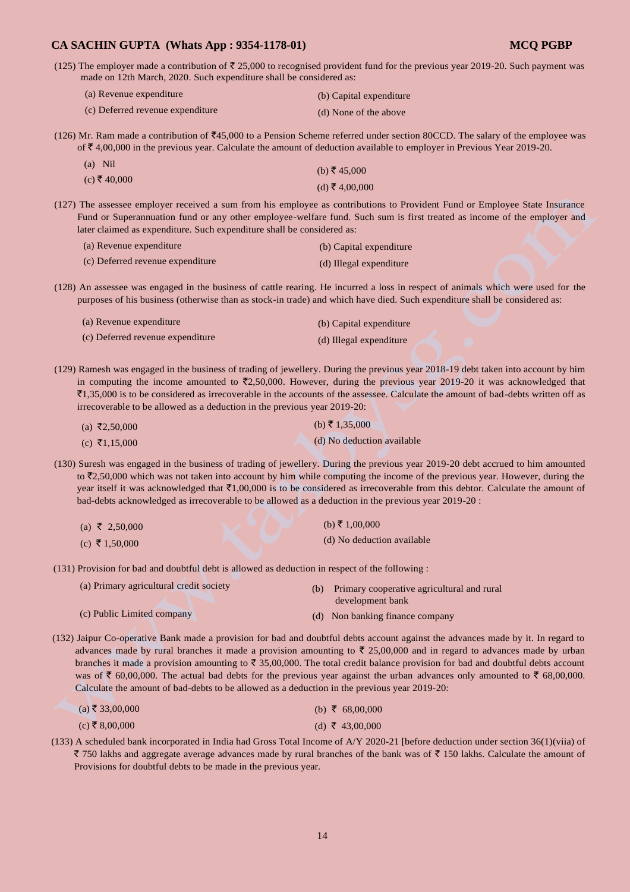(125) The employer made a contribution of ₹ 25,000 to recognised provident fund for the previous year 2019-20. Such payment was made on 12th March, 2020. Such expenditure shall be considered as:

(a) Revenue expenditure
(b) Capital expenditure
(c) Deferred revenue expenditure
(d) None of the above

(126) Mr. Ram made a contribution of ₹45,000 to a Pension Scheme referred under section 80CCD. The salary of the employee was of ₹ 4,00,000 in the previous year. Calculate the amount of deduction available to employer in Previous Year 2019-20.

(a) Nil
(b) ₹ 45,000
(c) ₹ 40,000
(d) ₹ 4,00,000

(127) The assessee employer received a sum from his employee as contributions to Provident Fund or Employee State Insurance Fund or Superannuation fund or any other employee-welfare fund. Such sum is first treated as income of the employer and later claimed as expenditure. Such expenditure shall be considered as:

(a) Revenue expenditure
(b) Capital expenditure
(c) Deferred revenue expenditure
(d) Illegal expenditure

(128) An assessee was engaged in the business of cattle rearing. He incurred a loss in respect of animals which were used for the purposes of his business (otherwise than as stock-in trade) and which have died. Such expenditure shall be considered as:

(a) Revenue expenditure
(b) Capital expenditure
(c) Deferred revenue expenditure
(d) Illegal expenditure

(129) Ramesh was engaged in the business of trading of jewellery. During the previous year 2018-19 debt taken into account by him in computing the income amounted to ₹2,50,000. However, during the previous year 2019-20 it was acknowledged that ₹1,35,000 is to be considered as irrecoverable in the accounts of the assessee. Calculate the amount of bad-debts written off as irrecoverable to be allowed as a deduction in the previous year 2019-20:

(a) ₹2,50,000
(b) ₹ 1,35,000
(c) ₹1,15,000
(d) No deduction available

(130) Suresh was engaged in the business of trading of jewellery. During the previous year 2019-20 debt accrued to him amounted to ₹2,50,000 which was not taken into account by him while computing the income of the previous year. However, during the year itself it was acknowledged that ₹1,00,000 is to be considered as irrecoverable from this debtor. Calculate the amount of bad-debts acknowledged as irrecoverable to be allowed as a deduction in the previous year 2019-20 :

(a) ₹ 2,50,000
(b) ₹ 1,00,000
(c) ₹ 1,50,000
(d) No deduction available

(131) Provision for bad and doubtful debt is allowed as deduction in respect of the following :

(a) Primary agricultural credit society
(b) Primary cooperative agricultural and rural development bank
(c) Public Limited company
(d) Non banking finance company

(132) Jaipur Co-operative Bank made a provision for bad and doubtful debts account against the advances made by it. In regard to advances made by rural branches it made a provision amounting to ₹ 25,00,000 and in regard to advances made by urban branches it made a provision amounting to ₹ 35,00,000. The total credit balance provision for bad and doubtful debts account was of ₹ 60,00,000. The actual bad debts for the previous year against the urban advances only amounted to ₹ 68,00,000. Calculate the amount of bad-debts to be allowed as a deduction in the previous year 2019-20:

(a) ₹ 33,00,000
(b) ₹ 68,00,000
(c) ₹ 8,00,000
(d) ₹ 43,00,000

(133) A scheduled bank incorporated in India had Gross Total Income of A/Y 2020-21 [before deduction under section 36(1)(viia) of ₹ 750 lakhs and aggregate average advances made by rural branches of the bank was of ₹ 150 lakhs. Calculate the amount of Provisions for doubtful debts to be made in the previous year.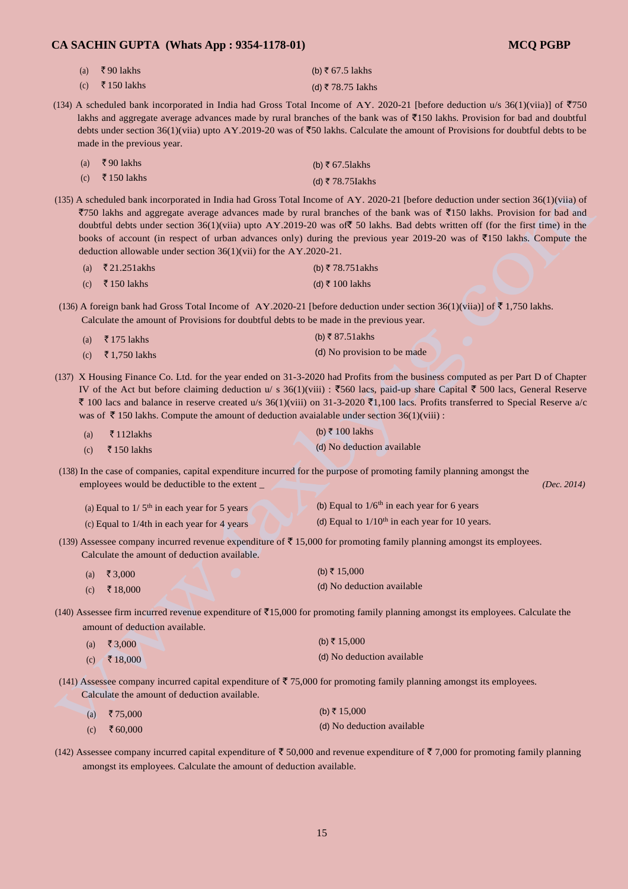(a) ₹ 90 lakhs
(b) ₹ 67.5 lakhs
(c) ₹ 150 lakhs
(d) ₹ 78.75 Iakhs

(134) A scheduled bank incorporated in India had Gross Total Income of AY. 2020-21 [before deduction u/s 36(1)(viia)] of ₹750 lakhs and aggregate average advances made by rural branches of the bank was of ₹150 lakhs. Provision for bad and doubtful debts under section 36(1)(viia) upto AY.2019-20 was of ₹50 lakhs. Calculate the amount of Provisions for doubtful debts to be made in the previous year.

(a) ₹ 90 lakhs
(b) ₹ 67.5lakhs
(c) ₹ 150 lakhs
(d) ₹ 78.75Iakhs

(135) A scheduled bank incorporated in India had Gross Total Income of AY. 2020-21 [before deduction under section 36(1)(viia) of ₹750 lakhs and aggregate average advances made by rural branches of the bank was of ₹150 lakhs. Provision for bad and doubtful debts under section 36(1)(viia) upto AY.2019-20 was of₹ 50 lakhs. Bad debts written off (for the first time) in the books of account (in respect of urban advances only) during the previous year 2019-20 was of ₹150 lakhs. Compute the deduction allowable under section 36(1)(vii) for the AY.2020-21.

(a) ₹ 21.251akhs
(b) ₹ 78.751akhs
(c) ₹ 150 lakhs
(d) ₹ 100 lakhs

(136) A foreign bank had Gross Total Income of AY.2020-21 [before deduction under section 36(1)(viia)] of ₹ 1,750 lakhs. Calculate the amount of Provisions for doubtful debts to be made in the previous year.

(a) ₹ 175 lakhs
(b) ₹ 87.51akhs
(c) ₹ 1,750 lakhs
(d) No provision to be made

(137) X Housing Finance Co. Ltd. for the year ended on 31-3-2020 had Profits from the business computed as per Part D of Chapter IV of the Act but before claiming deduction u/ s 36(1)(viii) : ₹560 lacs, paid-up share Capital ₹ 500 lacs, General Reserve ₹ 100 lacs and balance in reserve created u/s 36(1)(viii) on 31-3-2020 ₹1,100 lacs. Profits transferred to Special Reserve a/c was of ₹ 150 lakhs. Compute the amount of deduction avaialable under section 36(1)(viii) :

(a) ₹ 112lakhs
(b) ₹ 100 lakhs
(c) ₹ 150 lakhs
(d) No deduction available

(138) In the case of companies, capital expenditure incurred for the purpose of promoting family planning amongst the employees would be deductible to the extent _ *(Dec. 2014)*

(a) Equal to 1/ 5th in each year for 5 years
(b) Equal to 1/6th in each year for 6 years
(c) Equal to 1/4th in each year for 4 years
(d) Equal to 1/10th in each year for 10 years.

(139) Assessee company incurred revenue expenditure of ₹ 15,000 for promoting family planning amongst its employees. Calculate the amount of deduction available.

(a) ₹ 3,000
(b) ₹ 15,000
(c) ₹ 18,000
(d) No deduction available

(140) Assessee firm incurred revenue expenditure of ₹15,000 for promoting family planning amongst its employees. Calculate the amount of deduction available.

(a) ₹ 3,000
(b) ₹ 15,000
(c) ₹ 18,000
(d) No deduction available

(141) Assessee company incurred capital expenditure of ₹ 75,000 for promoting family planning amongst its employees. Calculate the amount of deduction available.

(a) ₹ 75,000
(b) ₹ 15,000
(c) ₹ 60,000
(d) No deduction available

(142) Assessee company incurred capital expenditure of ₹ 50,000 and revenue expenditure of ₹ 7,000 for promoting family planning amongst its employees. Calculate the amount of deduction available.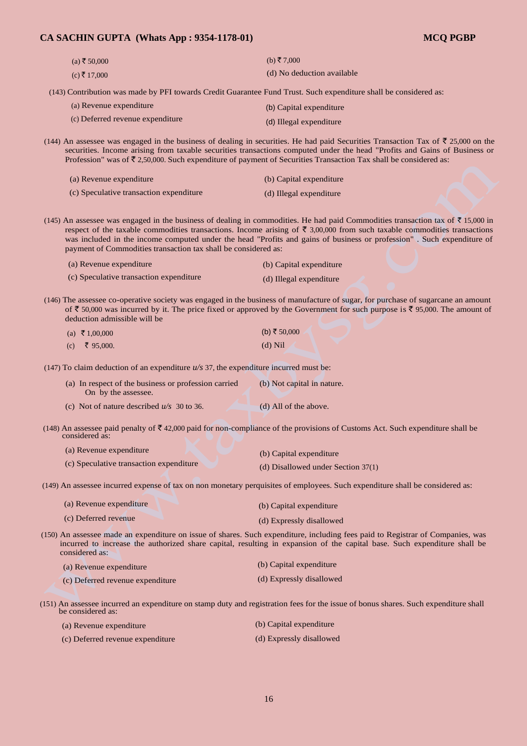(a) ₹ 50,000 (b) ₹ 7,000

(c) ₹ 17,000 (d) No deduction available

(143) Contribution was made by PFI towards Credit Guarantee Fund Trust. Such expenditure shall be considered as:

(a) Revenue expenditure (b) Capital expenditure

(c) Deferred revenue expenditure (d) Illegal expenditure

(144) An assessee was engaged in the business of dealing in securities. He had paid Securities Transaction Tax of ₹ 25,000 on the securities. Income arising from taxable securities transactions computed under the head "Profits and Gains of Business or Profession" was of ₹ 2,50,000. Such expenditure of payment of Securities Transaction Tax shall be considered as:

(a) Revenue expenditure (b) Capital expenditure

(c) Speculative transaction expenditure (d) Illegal expenditure

(145) An assessee was engaged in the business of dealing in commodities. He had paid Commodities transaction tax of ₹ 15,000 in respect of the taxable commodities transactions. Income arising of ₹ 3,00,000 from such taxable commodities transactions was included in the income computed under the head "Profits and gains of business or profession" . Such expenditure of payment of Commodities transaction tax shall be considered as:

(a) Revenue expenditure (b) Capital expenditure

(c) Speculative transaction expenditure (d) Illegal expenditure

(146) The assessee co-operative society was engaged in the business of manufacture of sugar, for purchase of sugarcane an amount of ₹ 50,000 was incurred by it. The price fixed or approved by the Government for such purpose is ₹ 95,000. The amount of deduction admissible will be

(a) ₹ 1,00,000 (b) ₹ 50,000

(c) ₹ 95,000. (d) Nil

(147) To claim deduction of an expenditure *u/s* 37, the expenditure incurred must be:

(a) In respect of the business or profession carried On by the assessee. (b) Not capital in nature.

(c) Not of nature described *u/s* 30 to 36. (d) All of the above.

(148) An assessee paid penalty of ₹ 42,000 paid for non-compliance of the provisions of Customs Act. Such expenditure shall be considered as:

(a) Revenue expenditure (b) Capital expenditure

(c) Speculative transaction expenditure (d) Disallowed under Section 37(1)

(149) An assessee incurred expense of tax on non monetary perquisites of employees. Such expenditure shall be considered as:

(a) Revenue expenditure (b) Capital expenditure

(c) Deferred revenue (d) Expressly disallowed

(150) An assessee made an expenditure on issue of shares. Such expenditure, including fees paid to Registrar of Companies, was incurred to increase the authorized share capital, resulting in expansion of the capital base. Such expenditure shall be considered as:

(a) Revenue expenditure (b) Capital expenditure

(c) Deferred revenue expenditure (d) Expressly disallowed

(151) An assessee incurred an expenditure on stamp duty and registration fees for the issue of bonus shares. Such expenditure shall be considered as:

(a) Revenue expenditure (b) Capital expenditure

(c) Deferred revenue expenditure (d) Expressly disallowed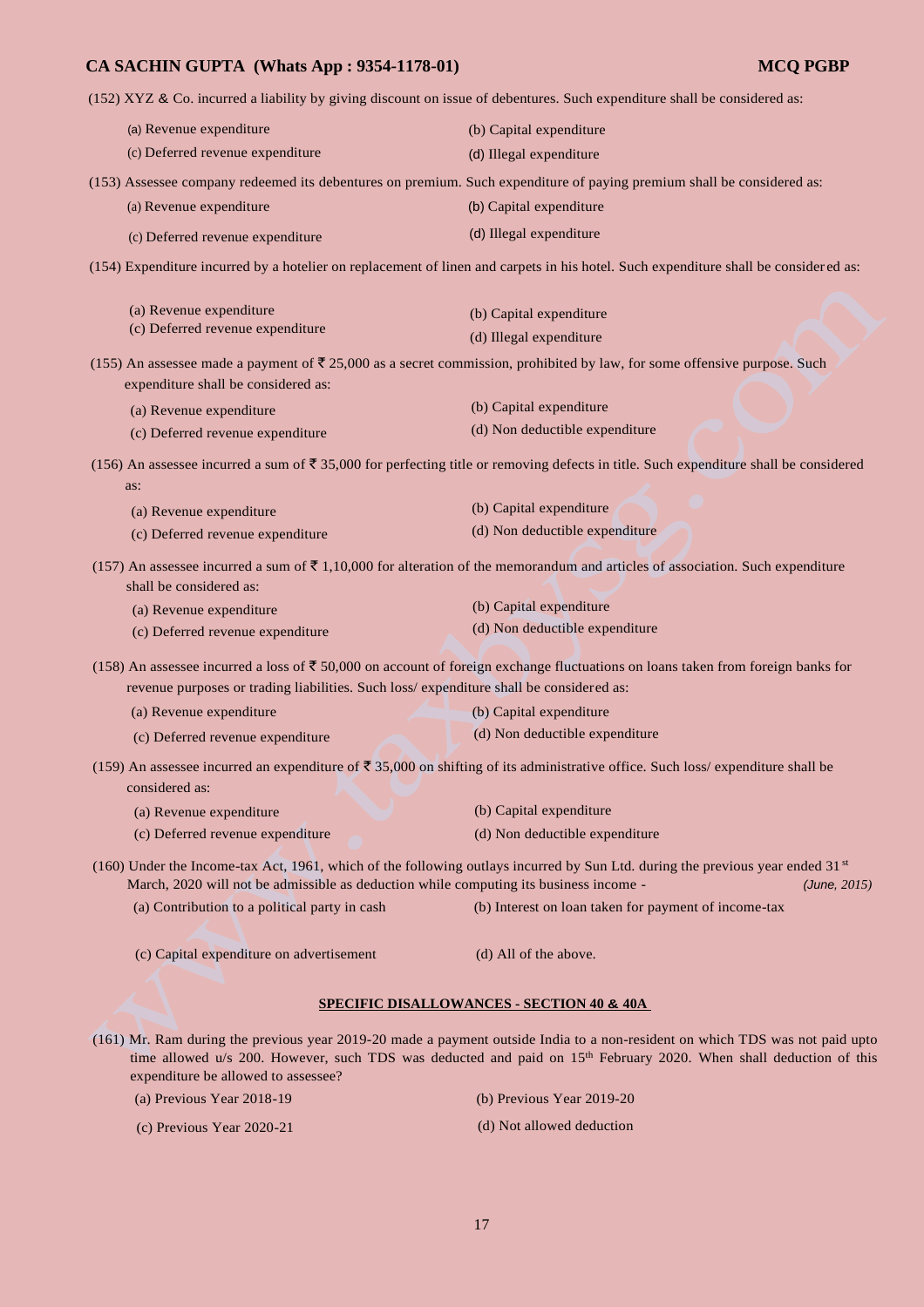(152) XYZ & Co. incurred a liability by giving discount on issue of debentures. Such expenditure shall be considered as:

(a) Revenue expenditure
(b) Capital expenditure
(c) Deferred revenue expenditure
(d) Illegal expenditure

(153) Assessee company redeemed its debentures on premium. Such expenditure of paying premium shall be considered as:

(a) Revenue expenditure
(b) Capital expenditure
(c) Deferred revenue expenditure
(d) Illegal expenditure

(154) Expenditure incurred by a hotelier on replacement of linen and carpets in his hotel. Such expenditure shall be considered as:

(a) Revenue expenditure
(b) Capital expenditure
(c) Deferred revenue expenditure
(d) Illegal expenditure

(155) An assessee made a payment of ₹ 25,000 as a secret commission, prohibited by law, for some offensive purpose. Such expenditure shall be considered as:

(a) Revenue expenditure
(b) Capital expenditure
(c) Deferred revenue expenditure
(d) Non deductible expenditure

(156) An assessee incurred a sum of ₹ 35,000 for perfecting title or removing defects in title. Such expenditure shall be considered as:

(a) Revenue expenditure
(b) Capital expenditure
(c) Deferred revenue expenditure
(d) Non deductible expenditure

(157) An assessee incurred a sum of ₹ 1,10,000 for alteration of the memorandum and articles of association. Such expenditure shall be considered as:

(a) Revenue expenditure
(b) Capital expenditure
(c) Deferred revenue expenditure
(d) Non deductible expenditure

(158) An assessee incurred a loss of ₹ 50,000 on account of foreign exchange fluctuations on loans taken from foreign banks for revenue purposes or trading liabilities. Such loss/ expenditure shall be considered as:

(a) Revenue expenditure
(b) Capital expenditure
(c) Deferred revenue expenditure
(d) Non deductible expenditure

(159) An assessee incurred an expenditure of ₹ 35,000 on shifting of its administrative office. Such loss/ expenditure shall be considered as:

(a) Revenue expenditure
(b) Capital expenditure
(c) Deferred revenue expenditure
(d) Non deductible expenditure

(160) Under the Income-tax Act, 1961, which of the following outlays incurred by Sun Ltd. during the previous year ended 31st March, 2020 will not be admissible as deduction while computing its business income - *(June, 2015)*

(a) Contribution to a political party in cash
(b) Interest on loan taken for payment of income-tax
(c) Capital expenditure on advertisement
(d) All of the above.

## SPECIFIC DISALLOWANCES - SECTION 40 & 40A

(161) Mr. Ram during the previous year 2019-20 made a payment outside India to a non-resident on which TDS was not paid upto time allowed u/s 200. However, such TDS was deducted and paid on 15th February 2020. When shall deduction of this expenditure be allowed to assessee?

(a) Previous Year 2018-19
(b) Previous Year 2019-20
(c) Previous Year 2020-21
(d) Not allowed deduction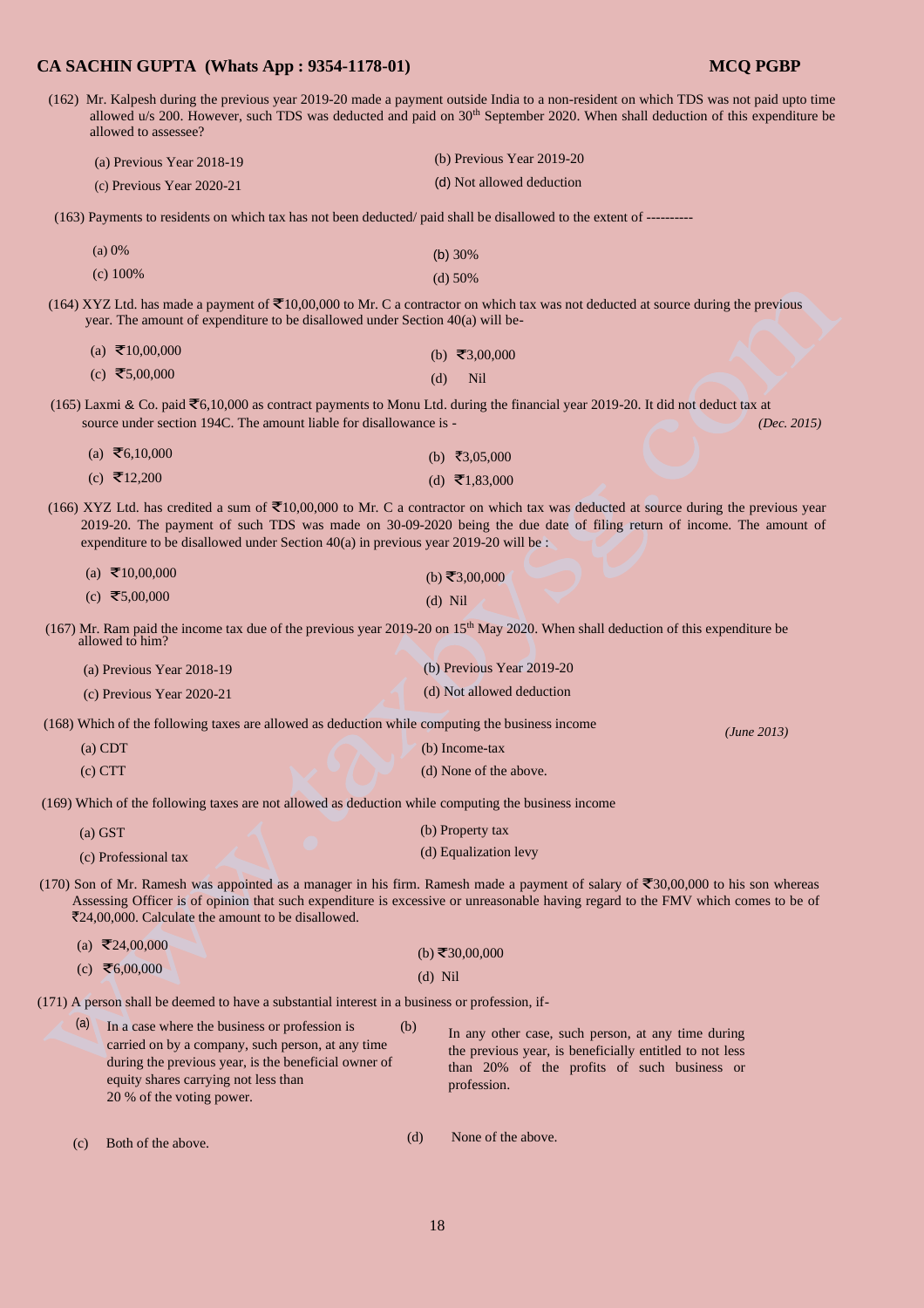(162) Mr. Kalpesh during the previous year 2019-20 made a payment outside India to a non-resident on which TDS was not paid upto time allowed u/s 200. However, such TDS was deducted and paid on 30th September 2020. When shall deduction of this expenditure be allowed to assessee?

(a) Previous Year 2018-19
(b) Previous Year 2019-20
(c) Previous Year 2020-21
(d) Not allowed deduction

(163) Payments to residents on which tax has not been deducted/ paid shall be disallowed to the extent of ----------

(a) 0%
(b) 30%
(c) 100%
(d) 50%

(164) XYZ Ltd. has made a payment of ₹10,00,000 to Mr. C a contractor on which tax was not deducted at source during the previous year. The amount of expenditure to be disallowed under Section 40(a) will be-

(a) ₹10,00,000
(b) ₹3,00,000
(c) ₹5,00,000
(d) Nil

(165) Laxmi & Co. paid ₹6,10,000 as contract payments to Monu Ltd. during the financial year 2019-20. It did not deduct tax at source under section 194C. The amount liable for disallowance is - *(Dec. 2015)*

(a) ₹6,10,000
(b) ₹3,05,000
(c) ₹12,200
(d) ₹1,83,000

(166) XYZ Ltd. has credited a sum of ₹10,00,000 to Mr. C a contractor on which tax was deducted at source during the previous year 2019-20. The payment of such TDS was made on 30-09-2020 being the due date of filing return of income. The amount of expenditure to be disallowed under Section 40(a) in previous year 2019-20 will be :

(a) ₹10,00,000
(b) ₹3,00,000
(c) ₹5,00,000
(d) Nil

(167) Mr. Ram paid the income tax due of the previous year 2019-20 on 15th May 2020. When shall deduction of this expenditure be allowed to him?

(a) Previous Year 2018-19
(b) Previous Year 2019-20
(c) Previous Year 2020-21
(d) Not allowed deduction

(168) Which of the following taxes are allowed as deduction while computing the business income *(June 2013)*

(a) CDT
(b) Income-tax
(c) CTT
(d) None of the above.

(169) Which of the following taxes are not allowed as deduction while computing the business income

(a) GST
(b) Property tax
(c) Professional tax
(d) Equalization levy

(170) Son of Mr. Ramesh was appointed as a manager in his firm. Ramesh made a payment of salary of ₹30,00,000 to his son whereas Assessing Officer is of opinion that such expenditure is excessive or unreasonable having regard to the FMV which comes to be of ₹24,00,000. Calculate the amount to be disallowed.

(a) ₹24,00,000
(b) ₹30,00,000
(c) ₹6,00,000
(d) Nil

(171) A person shall be deemed to have a substantial interest in a business or profession, if-

(a) In a case where the business or profession is carried on by a company, such person, at any time during the previous year, is the beneficial owner of equity shares carrying not less than 20 % of the voting power.
(b) In any other case, such person, at any time during the previous year, is beneficially entitled to not less than 20% of the profits of such business or profession.
(c) Both of the above.
(d) None of the above.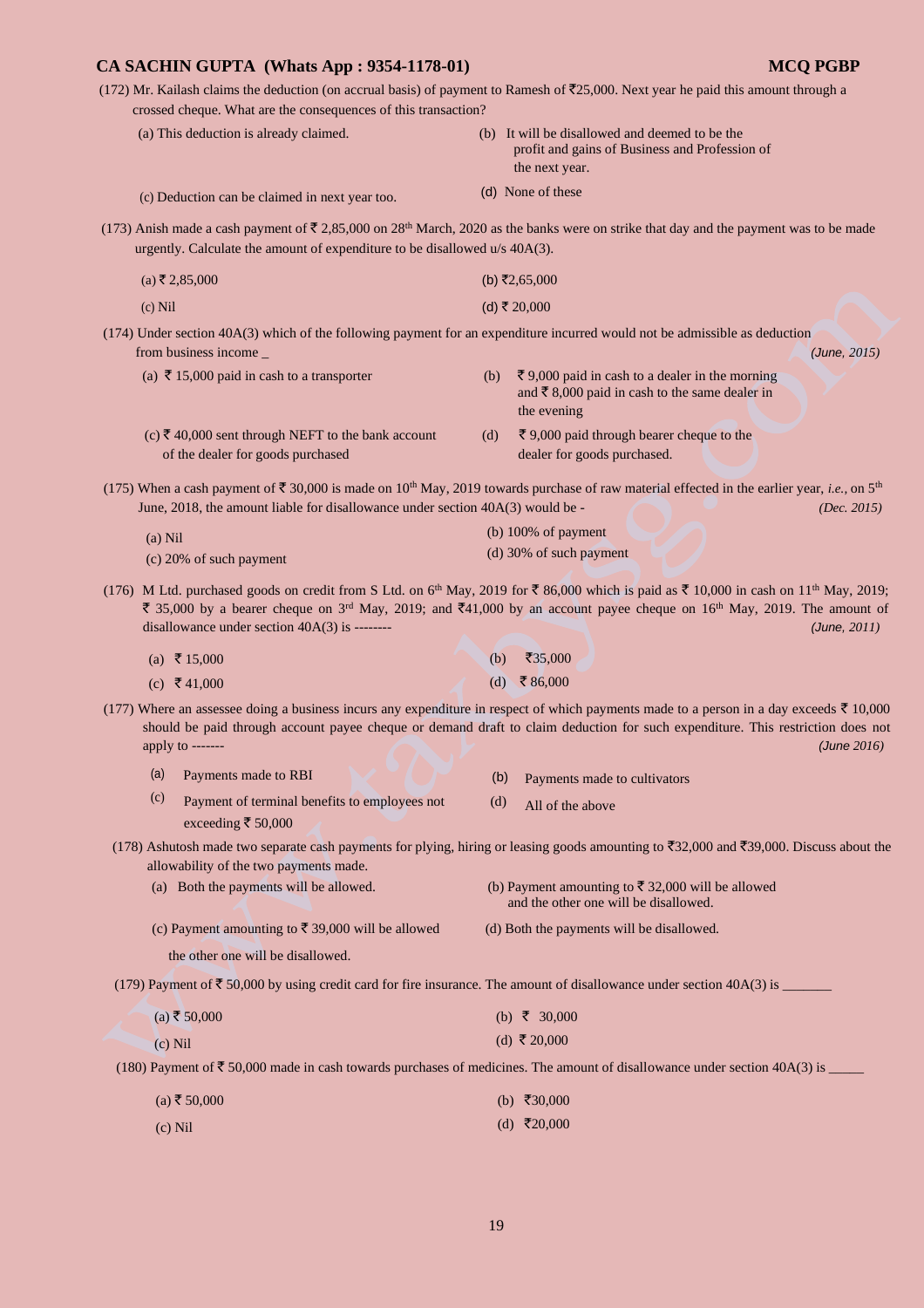(172) Mr. Kailash claims the deduction (on accrual basis) of payment to Ramesh of ₹25,000. Next year he paid this amount through a crossed cheque. What are the consequences of this transaction?

(a) This deduction is already claimed.

(b) It will be disallowed and deemed to be the profit and gains of Business and Profession of the next year.

(c) Deduction can be claimed in next year too.

(d) None of these

(173) Anish made a cash payment of ₹ 2,85,000 on 28th March, 2020 as the banks were on strike that day and the payment was to be made urgently. Calculate the amount of expenditure to be disallowed u/s 40A(3).

(a) ₹ 2,85,000

(b) ₹2,65,000

(c) Nil

(d) ₹ 20,000

(174) Under section 40A(3) which of the following payment for an expenditure incurred would not be admissible as deduction from business income _ *(June, 2015)*

(a) ₹ 15,000 paid in cash to a transporter

(b) ₹ 9,000 paid in cash to a dealer in the morning and ₹ 8,000 paid in cash to the same dealer in the evening

(c) ₹ 40,000 sent through NEFT to the bank account of the dealer for goods purchased

(d) ₹ 9,000 paid through bearer cheque to the dealer for goods purchased.

(175) When a cash payment of ₹ 30,000 is made on 10th May, 2019 towards purchase of raw material effected in the earlier year, *i.e.,* on 5th June, 2018, the amount liable for disallowance under section 40A(3) would be - *(Dec. 2015)*

(a) Nil

(b) 100% of payment

(c) 20% of such payment

(d) 30% of such payment

(176) M Ltd. purchased goods on credit from S Ltd. on 6th May, 2019 for ₹ 86,000 which is paid as ₹ 10,000 in cash on 11th May, 2019; ₹ 35,000 by a bearer cheque on 3rd May, 2019; and ₹41,000 by an account payee cheque on 16th May, 2019. The amount of disallowance under section 40A(3) is -------- *(June, 2011)*

(a) ₹ 15,000

(b) ₹35,000

(c) ₹ 41,000

(d) ₹ 86,000

(177) Where an assessee doing a business incurs any expenditure in respect of which payments made to a person in a day exceeds ₹ 10,000 should be paid through account payee cheque or demand draft to claim deduction for such expenditure. This restriction does not apply to ------- *(June 2016)*

(a) Payments made to RBI

(b) Payments made to cultivators

(c) Payment of terminal benefits to employees not exceeding ₹ 50,000

(d) All of the above

(178) Ashutosh made two separate cash payments for plying, hiring or leasing goods amounting to ₹32,000 and ₹39,000. Discuss about the allowability of the two payments made.

(a) Both the payments will be allowed.

(b) Payment amounting to ₹ 32,000 will be allowed and the other one will be disallowed.

(c) Payment amounting to ₹ 39,000 will be allowed the other one will be disallowed.

(d) Both the payments will be disallowed.

(179) Payment of ₹ 50,000 by using credit card for fire insurance. The amount of disallowance under section 40A(3) is _______

(a) ₹ 50,000

(b) ₹ 30,000

(c) Nil

(d) ₹ 20,000

(180) Payment of ₹ 50,000 made in cash towards purchases of medicines. The amount of disallowance under section 40A(3) is _____

(a) ₹ 50,000

(b) ₹30,000

(c) Nil

(d) ₹20,000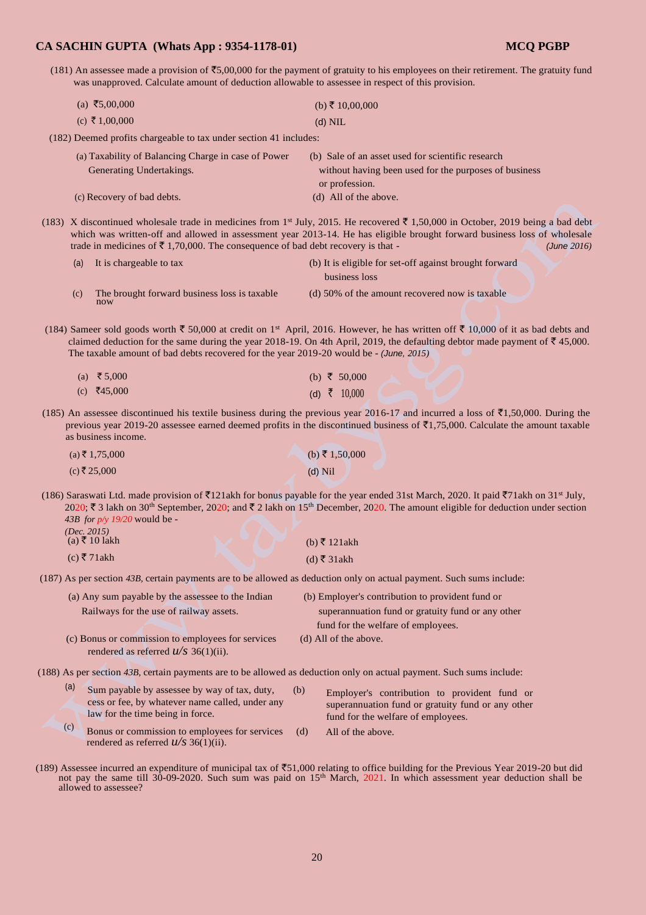(181) An assessee made a provision of ₹5,00,000 for the payment of gratuity to his employees on their retirement. The gratuity fund was unapproved. Calculate amount of deduction allowable to assessee in respect of this provision.

(a) ₹5,00,000
(b) ₹ 10,00,000
(c) ₹ 1,00,000
(d) NIL

(182) Deemed profits chargeable to tax under section 41 includes:

(a) Taxability of Balancing Charge in case of Power Generating Undertakings.
(b) Sale of an asset used for scientific research without having been used for the purposes of business or profession.
(c) Recovery of bad debts.
(d) All of the above.

(183) X discontinued wholesale trade in medicines from 1st July, 2015. He recovered ₹ 1,50,000 in October, 2019 being a bad debt which was written-off and allowed in assessment year 2013-14. He has eligible brought forward business loss of wholesale trade in medicines of ₹ 1,70,000. The consequence of bad debt recovery is that - *(June 2016)*

(a) It is chargeable to tax
(b) It is eligible for set-off against brought forward business loss
(c) The brought forward business loss is taxable now
(d) 50% of the amount recovered now is taxable

(184) Sameer sold goods worth ₹ 50,000 at credit on 1st April, 2016. However, he has written off ₹ 10,000 of it as bad debts and claimed deduction for the same during the year 2018-19. On 4th April, 2019, the defaulting debtor made payment of ₹ 45,000. The taxable amount of bad debts recovered for the year 2019-20 would be - *(June, 2015)*

(a) ₹ 5,000
(b) ₹ 50,000
(c) ₹45,000
(d) ₹ 10,000

(185) An assessee discontinued his textile business during the previous year 2016-17 and incurred a loss of ₹1,50,000. During the previous year 2019-20 assessee earned deemed profits in the discontinued business of ₹1,75,000. Calculate the amount taxable as business income.

(a) ₹ 1,75,000
(b) ₹ 1,50,000
(c) ₹ 25,000
(d) Nil

(186) Saraswati Ltd. made provision of ₹121akh for bonus payable for the year ended 31st March, 2020. It paid ₹71akh on 31st July, 2020; ₹ 3 lakh on 30th September, 2020; and ₹ 2 lakh on 15th December, 2020. The amount eligible for deduction under section *43B for p/y 19/20* would be - *(Dec. 2015)*

(a) ₹ 10 lakh
(b) ₹ 121akh
(c) ₹ 71akh
(d) ₹ 31akh

(187) As per section *43B*, certain payments are to be allowed as deduction only on actual payment. Such sums include:

(a) Any sum payable by the assessee to the Indian Railways for the use of railway assets.
(b) Employer's contribution to provident fund or superannuation fund or gratuity fund or any other fund for the welfare of employees.
(c) Bonus or commission to employees for services rendered as referred *u/s* 36(1)(ii).
(d) All of the above.

(188) As per section *43B*, certain payments are to be allowed as deduction only on actual payment. Such sums include:

(a) Sum payable by assessee by way of tax, duty, cess or fee, by whatever name called, under any law for the time being in force.
(b) Employer's contribution to provident fund or superannuation fund or any other fund for the welfare of employees.
(c) Bonus or commission to employees for services rendered as referred *u/s* 36(1)(ii).
(d) All of the above.

(189) Assessee incurred an expenditure of municipal tax of ₹51,000 relating to office building for the Previous Year 2019-20 but did not pay the same till 30-09-2020. Such sum was paid on 15th March, 2021. In which assessment year deduction shall be allowed to assessee?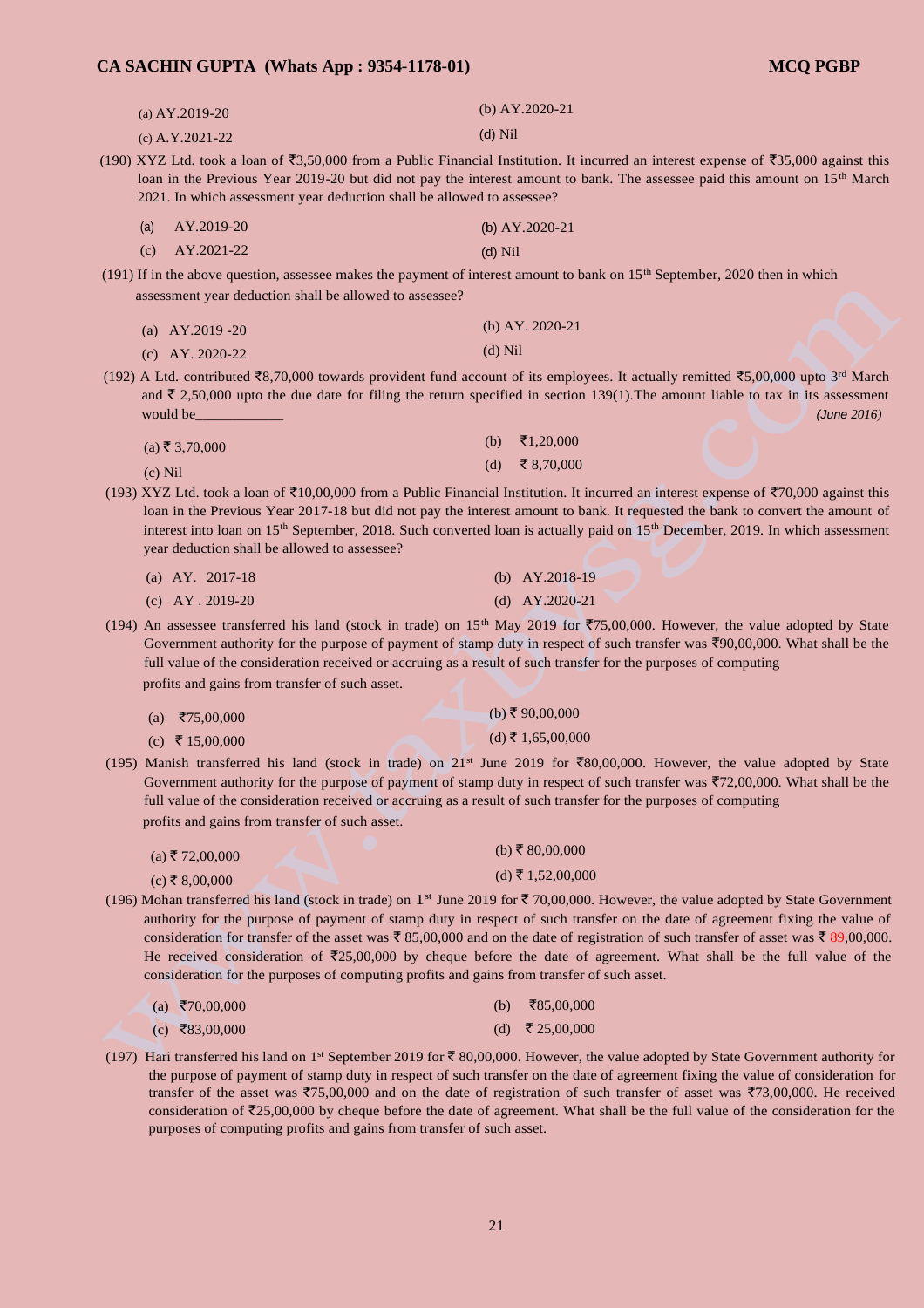(a) AY.2019-20 &emsp; (b) AY.2020-21

(c) A.Y.2021-22 &emsp; (d) Nil

(190) XYZ Ltd. took a loan of ₹3,50,000 from a Public Financial Institution. It incurred an interest expense of ₹35,000 against this loan in the Previous Year 2019-20 but did not pay the interest amount to bank. The assessee paid this amount on 15th March 2021. In which assessment year deduction shall be allowed to assessee?

(a) AY.2019-20 &emsp; (b) AY.2020-21

(c) AY.2021-22 &emsp; (d) Nil

(191) If in the above question, assessee makes the payment of interest amount to bank on 15th September, 2020 then in which assessment year deduction shall be allowed to assessee?

(a) AY.2019 -20 &emsp; (b) AY. 2020-21

(c) AY. 2020-22 &emsp; (d) Nil

(192) A Ltd. contributed ₹8,70,000 towards provident fund account of its employees. It actually remitted ₹5,00,000 upto 3rd March and ₹ 2,50,000 upto the due date for filing the return specified in section 139(1).The amount liable to tax in its assessment would be____________ *(June 2016)*

(a) ₹ 3,70,000 &emsp; (b) ₹1,20,000

(c) Nil &emsp; (d) ₹ 8,70,000

(193) XYZ Ltd. took a loan of ₹10,00,000 from a Public Financial Institution. It incurred an interest expense of ₹70,000 against this loan in the Previous Year 2017-18 but did not pay the interest amount to bank. It requested the bank to convert the amount of interest into loan on 15th September, 2018. Such converted loan is actually paid on 15th December, 2019. In which assessment year deduction shall be allowed to assessee?

(a) AY. 2017-18 &emsp; (b) AY.2018-19

(c) AY . 2019-20 &emsp; (d) AY.2020-21

(194) An assessee transferred his land (stock in trade) on 15th May 2019 for ₹75,00,000. However, the value adopted by State Government authority for the purpose of payment of stamp duty in respect of such transfer was ₹90,00,000. What shall be the full value of the consideration received or accruing as a result of such transfer for the purposes of computing profits and gains from transfer of such asset.

(a) ₹75,00,000 &emsp; (b) ₹ 90,00,000

(c) ₹ 15,00,000 &emsp; (d) ₹ 1,65,00,000

(195) Manish transferred his land (stock in trade) on 21st June 2019 for ₹80,00,000. However, the value adopted by State Government authority for the purpose of payment of stamp duty in respect of such transfer was ₹72,00,000. What shall be the full value of the consideration received or accruing as a result of such transfer for the purposes of computing profits and gains from transfer of such asset.

(a) ₹ 72,00,000 &emsp; (b) ₹ 80,00,000

(c) ₹ 8,00,000 &emsp; (d) ₹ 1,52,00,000

(196) Mohan transferred his land (stock in trade) on 1st June 2019 for ₹ 70,00,000. However, the value adopted by State Government authority for the purpose of payment of stamp duty in respect of such transfer on the date of agreement fixing the value of consideration for transfer of the asset was ₹ 85,00,000 and on the date of registration of such transfer of asset was ₹ 89,00,000. He received consideration of ₹25,00,000 by cheque before the date of agreement. What shall be the full value of the consideration for the purposes of computing profits and gains from transfer of such asset.

(a) ₹70,00,000 &emsp; (b) ₹85,00,000

(c) ₹83,00,000 &emsp; (d) ₹ 25,00,000

(197) Hari transferred his land on 1st September 2019 for ₹ 80,00,000. However, the value adopted by State Government authority for the purpose of payment of stamp duty in respect of such transfer on the date of agreement fixing the value of consideration for transfer of the asset was ₹75,00,000 and on the date of registration of such transfer of asset was ₹73,00,000. He received consideration of ₹25,00,000 by cheque before the date of agreement. What shall be the full value of the consideration for the purposes of computing profits and gains from transfer of such asset.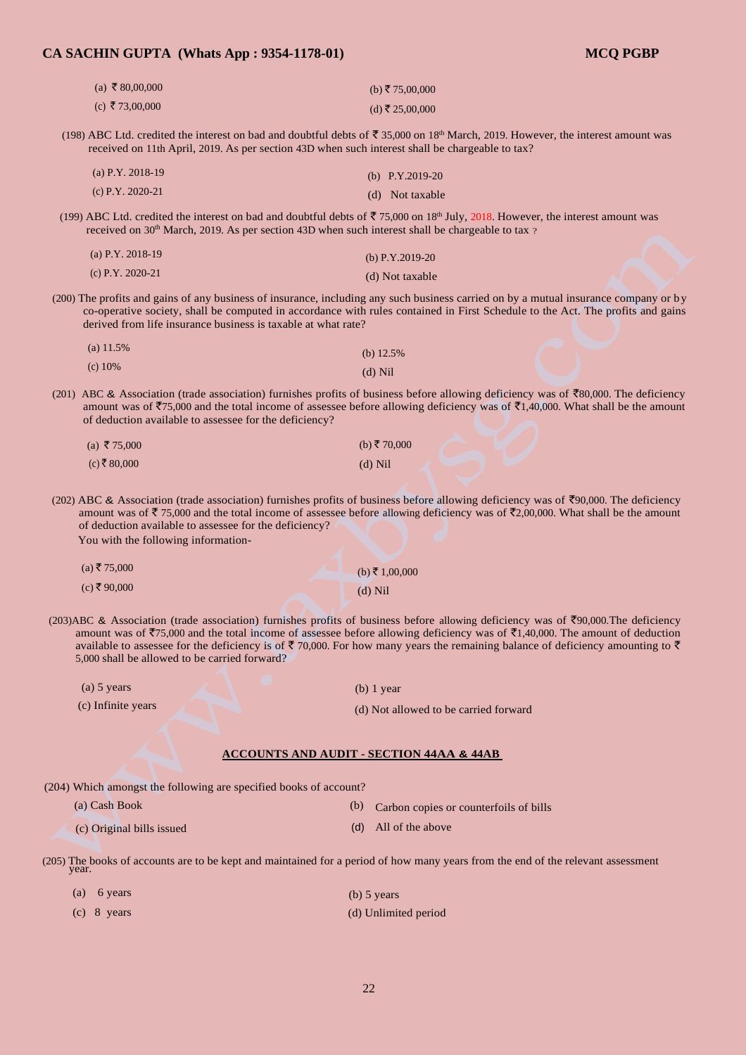(a) ₹ 80,00,000

(b) ₹ 75,00,000

(c) ₹ 73,00,000

(d) ₹ 25,00,000

(198) ABC Ltd. credited the interest on bad and doubtful debts of ₹ 35,000 on 18th March, 2019. However, the interest amount was received on 11th April, 2019. As per section 43D when such interest shall be chargeable to tax?

(a) P.Y. 2018-19

(b) P.Y.2019-20

(c) P.Y. 2020-21

(d) Not taxable

(199) ABC Ltd. credited the interest on bad and doubtful debts of ₹ 75,000 on 18th July, 2018. However, the interest amount was received on 30th March, 2019. As per section 43D when such interest shall be chargeable to tax ?

(a) P.Y. 2018-19

(b) P.Y.2019-20

(c) P.Y. 2020-21

(d) Not taxable

(200) The profits and gains of any business of insurance, including any such business carried on by a mutual insurance company or by co-operative society, shall be computed in accordance with rules contained in First Schedule to the Act. The profits and gains derived from life insurance business is taxable at what rate?

(a) 11.5%

(b) 12.5%

(c) 10%

(d) Nil

(201) ABC & Association (trade association) furnishes profits of business before allowing deficiency was of ₹80,000. The deficiency amount was of ₹75,000 and the total income of assessee before allowing deficiency was of ₹1,40,000. What shall be the amount of deduction available to assessee for the deficiency?

(a) ₹ 75,000

(b) ₹ 70,000

(c) ₹ 80,000

(d) Nil

(202) ABC & Association (trade association) furnishes profits of business before allowing deficiency was of ₹90,000. The deficiency amount was of ₹ 75,000 and the total income of assessee before allowing deficiency was of ₹2,00,000. What shall be the amount of deduction available to assessee for the deficiency?
You with the following information-

(a) ₹ 75,000

(b) ₹ 1,00,000

(c) ₹ 90,000

(d) Nil

(203) ABC & Association (trade association) furnishes profits of business before allowing deficiency was of ₹90,000. The deficiency amount was of ₹75,000 and the total income of assessee before allowing deficiency was of ₹1,40,000. The amount of deduction available to assessee for the deficiency is of ₹ 70,000. For how many years the remaining balance of deficiency amounting to ₹ 5,000 shall be allowed to be carried forward?

(a) 5 years

(b) 1 year

(c) Infinite years

(d) Not allowed to be carried forward

## ACCOUNTS AND AUDIT - SECTION 44AA & 44AB

(204) Which amongst the following are specified books of account?

(a) Cash Book

(b) Carbon copies or counterfoils of bills

(c) Original bills issued

(d) All of the above

(205) The books of accounts are to be kept and maintained for a period of how many years from the end of the relevant assessment year.

(a) 6 years

(b) 5 years

(c) 8 years

(d) Unlimited period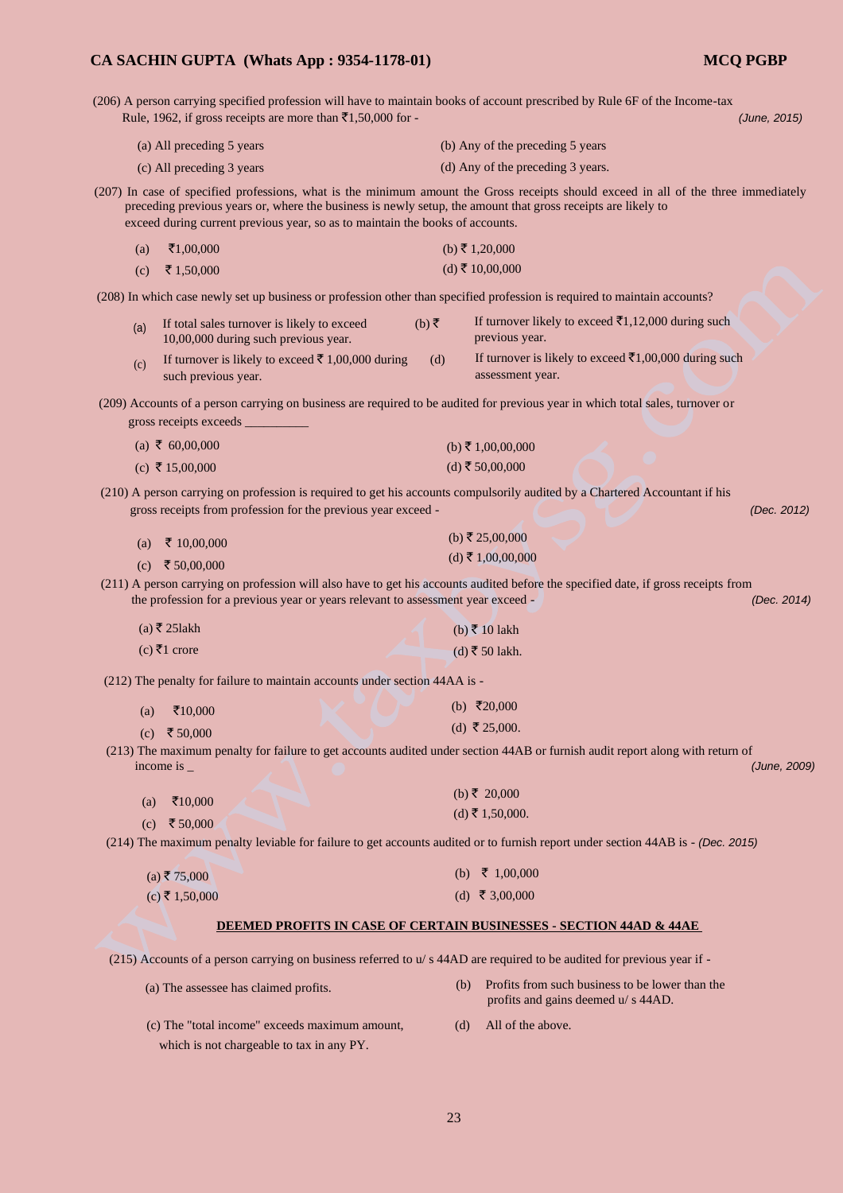(206) A person carrying specified profession will have to maintain books of account prescribed by Rule 6F of the Income-tax Rule, 1962, if gross receipts are more than ₹1,50,000 for - *(June, 2015)*

(a) All preceding 5 years
(b) Any of the preceding 5 years
(c) All preceding 3 years
(d) Any of the preceding 3 years.

(207) In case of specified professions, what is the minimum amount the Gross receipts should exceed in all of the three immediately preceding previous years or, where the business is newly setup, the amount that gross receipts are likely to exceed during current previous year, so as to maintain the books of accounts.

(a) ₹1,00,000
(b) ₹ 1,20,000
(c) ₹ 1,50,000
(d) ₹ 10,00,000

(208) In which case newly set up business or profession other than specified profession is required to maintain accounts?

(a) If total sales turnover is likely to exceed 10,00,000 during such previous year.
(b) ₹ If turnover likely to exceed ₹1,12,000 during such previous year.
(c) If turnover is likely to exceed ₹ 1,00,000 during such previous year.
(d) If turnover is likely to exceed ₹1,00,000 during such assessment year.

(209) Accounts of a person carrying on business are required to be audited for previous year in which total sales, turnover or gross receipts exceeds __________

(a) ₹ 60,00,000
(b) ₹ 1,00,00,000
(c) ₹ 15,00,000
(d) ₹ 50,00,000

(210) A person carrying on profession is required to get his accounts compulsorily audited by a Chartered Accountant if his gross receipts from profession for the previous year exceed - *(Dec. 2012)*

(a) ₹ 10,00,000
(b) ₹ 25,00,000
(c) ₹ 50,00,000
(d) ₹ 1,00,00,000

(211) A person carrying on profession will also have to get his accounts audited before the specified date, if gross receipts from the profession for a previous year or years relevant to assessment year exceed - *(Dec. 2014)*

(a) ₹ 25lakh
(b) ₹ 10 lakh
(c) ₹1 crore
(d) ₹ 50 lakh.

(212) The penalty for failure to maintain accounts under section 44AA is -

(a) ₹10,000
(b) ₹20,000
(c) ₹ 50,000
(d) ₹ 25,000.

(213) The maximum penalty for failure to get accounts audited under section 44AB or furnish audit report along with return of income is _ *(June, 2009)*

(a) ₹10,000
(b) ₹ 20,000
(c) ₹ 50,000
(d) ₹ 1,50,000.

(214) The maximum penalty leviable for failure to get accounts audited or to furnish report under section 44AB is - *(Dec. 2015)*

(a) ₹ 75,000
(b) ₹ 1,00,000
(c) ₹ 1,50,000
(d) ₹ 3,00,000

**DEEMED PROFITS IN CASE OF CERTAIN BUSINESSES - SECTION 44AD & 44AE**

(215) Accounts of a person carrying on business referred to u/ s 44AD are required to be audited for previous year if -

(a) The assessee has claimed profits.
(b) Profits from such business to be lower than the profits and gains deemed u/ s 44AD.
(c) The "total income" exceeds maximum amount, which is not chargeable to tax in any PY.
(d) All of the above.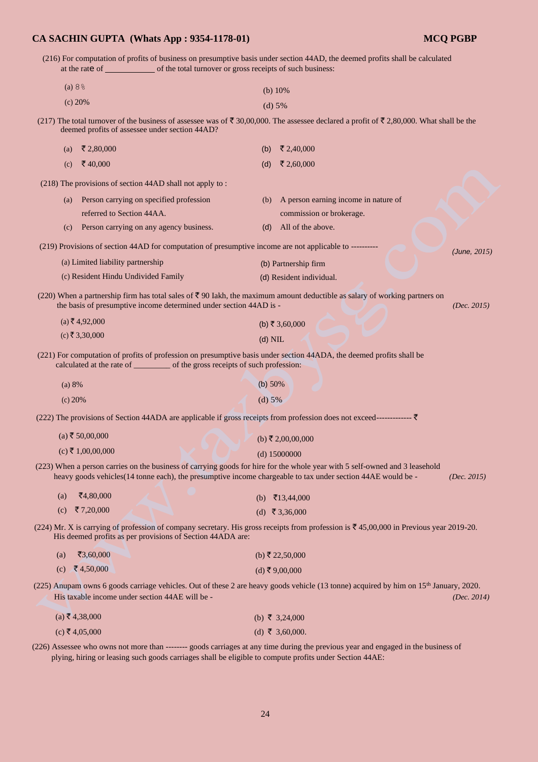(216) For computation of profits of business on presumptive basis under section 44AD, the deemed profits shall be calculated at the rate of ____________ of the total turnover or gross receipts of such business:

(a) 8% (b) 10%

(c) 20% (d) 5%

(217) The total turnover of the business of assessee was of ₹ 30,00,000. The assessee declared a profit of ₹ 2,80,000. What shall be the deemed profits of assessee under section 44AD?

(a) ₹ 2,80,000 (b) ₹ 2,40,000

(c) ₹ 40,000 (d) ₹ 2,60,000

(218) The provisions of section 44AD shall not apply to :

(a) Person carrying on specified profession referred to Section 44AA.

(b) A person earning income in nature of commission or brokerage.

(c) Person carrying on any agency business.

(d) All of the above.

(219) Provisions of section 44AD for computation of presumptive income are not applicable to ---------- *(June, 2015)*

(a) Limited liability partnership (b) Partnership firm

(c) Resident Hindu Undivided Family (d) Resident individual.

(220) When a partnership firm has total sales of ₹ 90 lakh, the maximum amount deductible as salary of working partners on the basis of presumptive income determined under section 44AD is - *(Dec. 2015)*

(a) ₹ 4,92,000 (b) ₹ 3,60,000

(c) ₹ 3,30,000 (d) NIL

(221) For computation of profits of profession on presumptive basis under section 44ADA, the deemed profits shall be calculated at the rate of _________ of the gross receipts of such profession:

(a) 8% (b) 50%

(c) 20% (d) 5%

(222) The provisions of Section 44ADA are applicable if gross receipts from profession does not exceed------------- ₹

(a) ₹ 50,00,000 (b) ₹ 2,00,00,000

(c) ₹ 1,00,00,000 (d) 15000000

(223) When a person carries on the business of carrying goods for hire for the whole year with 5 self-owned and 3 leasehold heavy goods vehicles(14 tonne each), the presumptive income chargeable to tax under section 44AE would be - *(Dec. 2015)*

(a) ₹4,80,000 (b) ₹13,44,000

(c) ₹ 7,20,000 (d) ₹ 3,36,000

(224) Mr. X is carrying of profession of company secretary. His gross receipts from profession is ₹ 45,00,000 in Previous year 2019-20. His deemed profits as per provisions of Section 44ADA are:

(a) ₹3,60,000 (b) ₹ 22,50,000

(c) ₹ 4,50,000 (d) ₹ 9,00,000

(225) Anupam owns 6 goods carriage vehicles. Out of these 2 are heavy goods vehicle (13 tonne) acquired by him on 15th January, 2020. His taxable income under section 44AE will be - *(Dec. 2014)*

(a) ₹ 4,38,000 (b) ₹ 3,24,000

(c) ₹ 4,05,000 (d) ₹ 3,60,000.

(226) Assessee who owns not more than -------- goods carriages at any time during the previous year and engaged in the business of plying, hiring or leasing such goods carriages shall be eligible to compute profits under Section 44AE: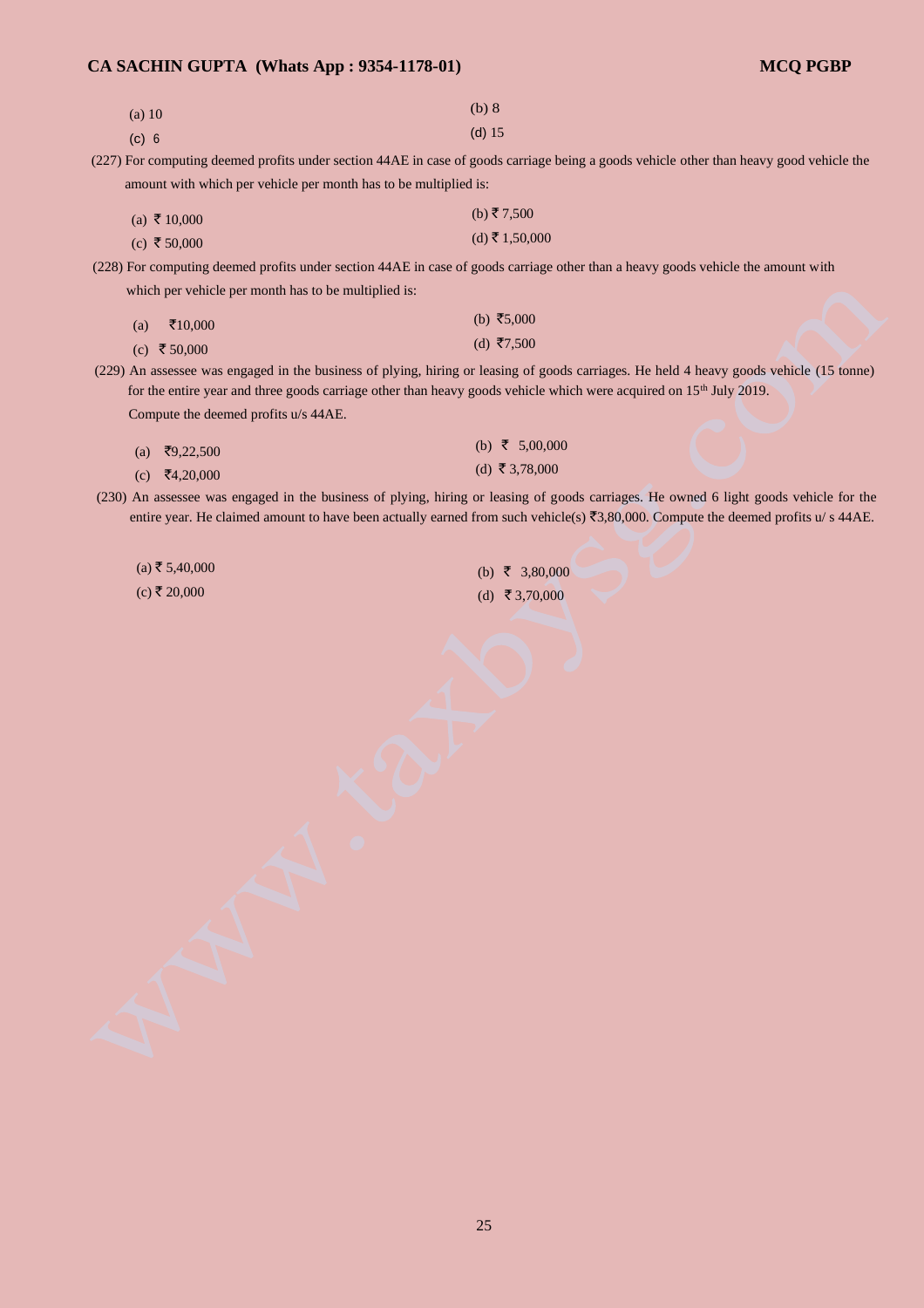(a) 10

(b) 8

(c) 6

(d) 15

(227) For computing deemed profits under section 44AE in case of goods carriage being a goods vehicle other than heavy good vehicle the amount with which per vehicle per month has to be multiplied is:

(a) ₹ 10,000

(b) ₹ 7,500

(c) ₹ 50,000

(d) ₹ 1,50,000

(228) For computing deemed profits under section 44AE in case of goods carriage other than a heavy goods vehicle the amount with which per vehicle per month has to be multiplied is:

(a) ₹10,000

(b) ₹5,000

(c) ₹ 50,000

(d) ₹7,500

(229) An assessee was engaged in the business of plying, hiring or leasing of goods carriages. He held 4 heavy goods vehicle (15 tonne) for the entire year and three goods carriage other than heavy goods vehicle which were acquired on 15th July 2019.

Compute the deemed profits u/s 44AE.

(a) ₹9,22,500

(b) ₹ 5,00,000

(c) ₹4,20,000

(d) ₹ 3,78,000

(230) An assessee was engaged in the business of plying, hiring or leasing of goods carriages. He owned 6 light goods vehicle for the entire year. He claimed amount to have been actually earned from such vehicle(s) ₹3,80,000. Compute the deemed profits u/ s 44AE.

(a) ₹ 5,40,000

(b) ₹ 3,80,000

(c) ₹ 20,000

(d) ₹ 3,70,000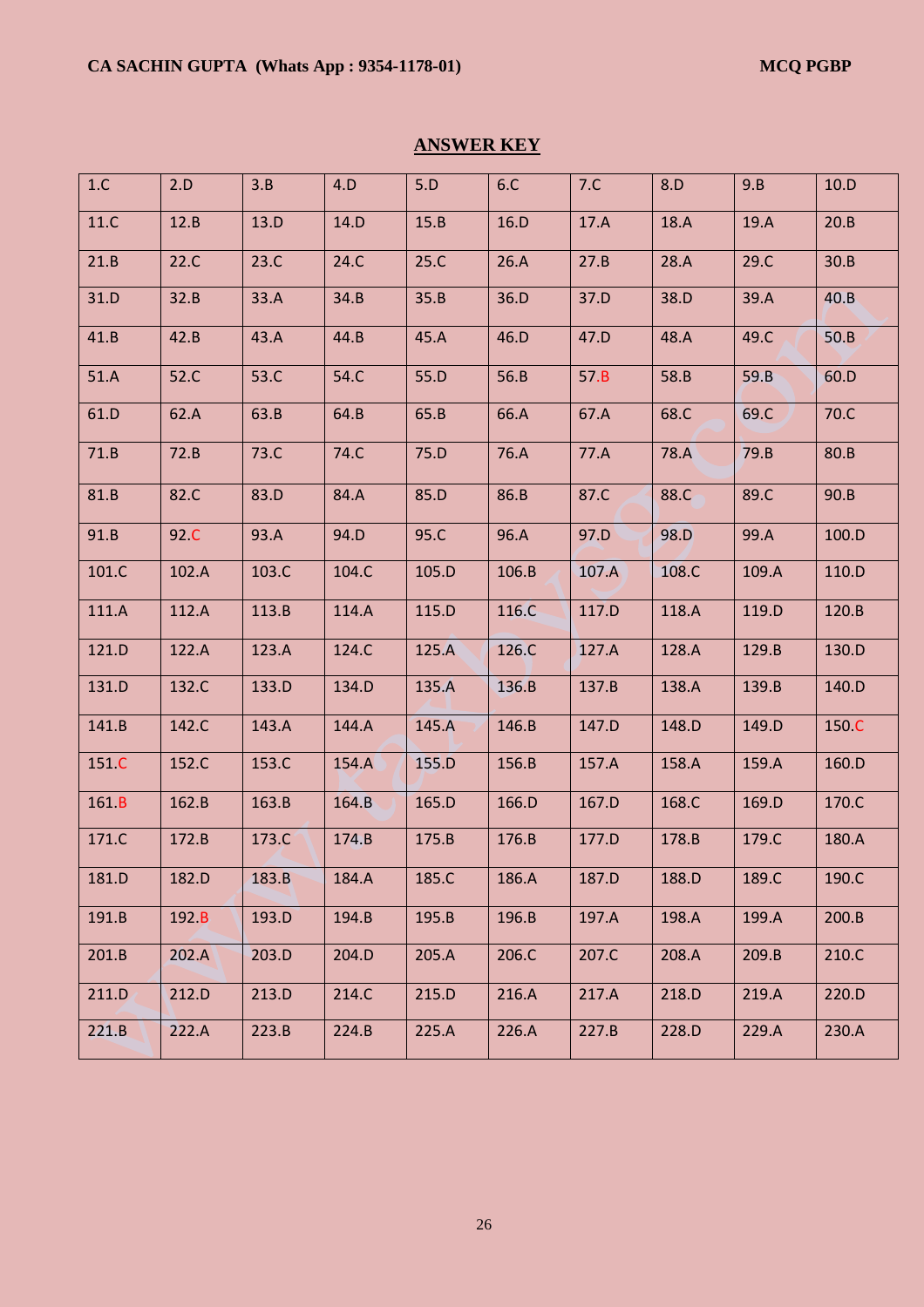## ANSWER KEY

| | | | | | | | | | |
|---|---|---|---|---|---|---|---|---|---|
| 1.C | 2.D | 3.B | 4.D | 5.D | 6.C | 7.C | 8.D | 9.B | 10.D |
| 11.C | 12.B | 13.D | 14.D | 15.B | 16.D | 17.A | 18.A | 19.A | 20.B |
| 21.B | 22.C | 23.C | 24.C | 25.C | 26.A | 27.B | 28.A | 29.C | 30.B |
| 31.D | 32.B | 33.A | 34.B | 35.B | 36.D | 37.D | 38.D | 39.A | 40.B |
| 41.B | 42.B | 43.A | 44.B | 45.A | 46.D | 47.D | 48.A | 49.C | 50.B |
| 51.A | 52.C | 53.C | 54.C | 55.D | 56.B | 57.B | 58.B | 59.B | 60.D |
| 61.D | 62.A | 63.B | 64.B | 65.B | 66.A | 67.A | 68.C | 69.C | 70.C |
| 71.B | 72.B | 73.C | 74.C | 75.D | 76.A | 77.A | 78.A | 79.B | 80.B |
| 81.B | 82.C | 83.D | 84.A | 85.D | 86.B | 87.C | 88.C | 89.C | 90.B |
| 91.B | 92.C | 93.A | 94.D | 95.C | 96.A | 97.D | 98.D | 99.A | 100.D |
| 101.C | 102.A | 103.C | 104.C | 105.D | 106.B | 107.A | 108.C | 109.A | 110.D |
| 111.A | 112.A | 113.B | 114.A | 115.D | 116.C | 117.D | 118.A | 119.D | 120.B |
| 121.D | 122.A | 123.A | 124.C | 125.A | 126.C | 127.A | 128.A | 129.B | 130.D |
| 131.D | 132.C | 133.D | 134.D | 135.A | 136.B | 137.B | 138.A | 139.B | 140.D |
| 141.B | 142.C | 143.A | 144.A | 145.A | 146.B | 147.D | 148.D | 149.D | 150.C |
| 151.C | 152.C | 153.C | 154.A | 155.D | 156.B | 157.A | 158.A | 159.A | 160.D |
| 161.B | 162.B | 163.B | 164.B | 165.D | 166.D | 167.D | 168.C | 169.D | 170.C |
| 171.C | 172.B | 173.C | 174.B | 175.B | 176.B | 177.D | 178.B | 179.C | 180.A |
| 181.D | 182.D | 183.B | 184.A | 185.C | 186.A | 187.D | 188.D | 189.C | 190.C |
| 191.B | 192.B | 193.D | 194.B | 195.B | 196.B | 197.A | 198.A | 199.A | 200.B |
| 201.B | 202.A | 203.D | 204.D | 205.A | 206.C | 207.C | 208.A | 209.B | 210.C |
| 211.D | 212.D | 213.D | 214.C | 215.D | 216.A | 217.A | 218.D | 219.A | 220.D |
| 221.B | 222.A | 223.B | 224.B | 225.A | 226.A | 227.B | 228.D | 229.A | 230.A |